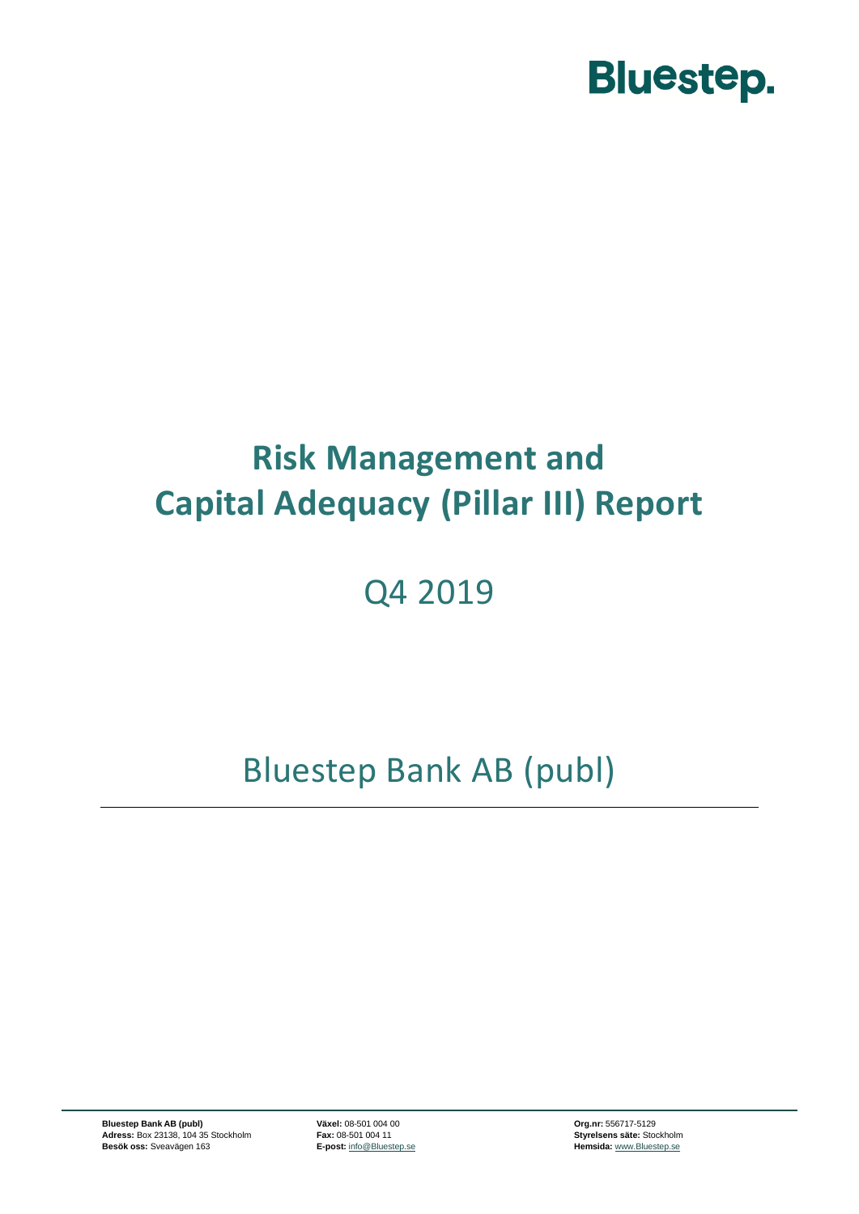Bluestep.

# Risk Management and Capital Adequacy (Pillar III) Report

## Q4 2019

## Bluestep Bank AB (publ)

**Bluestep Bank AB (publ)**
**Adress:** Box 23138, 104 35 Stockholm
**Besök oss:** Sveavägen 163

**Växel:** 08-501 004 00
**Fax:** 08-501 004 11
**E-post:** info@Bluestep.se

**Org.nr:** 556717-5129
**Styrelsens säte:** Stockholm
**Hemsida:** www.Bluestep.se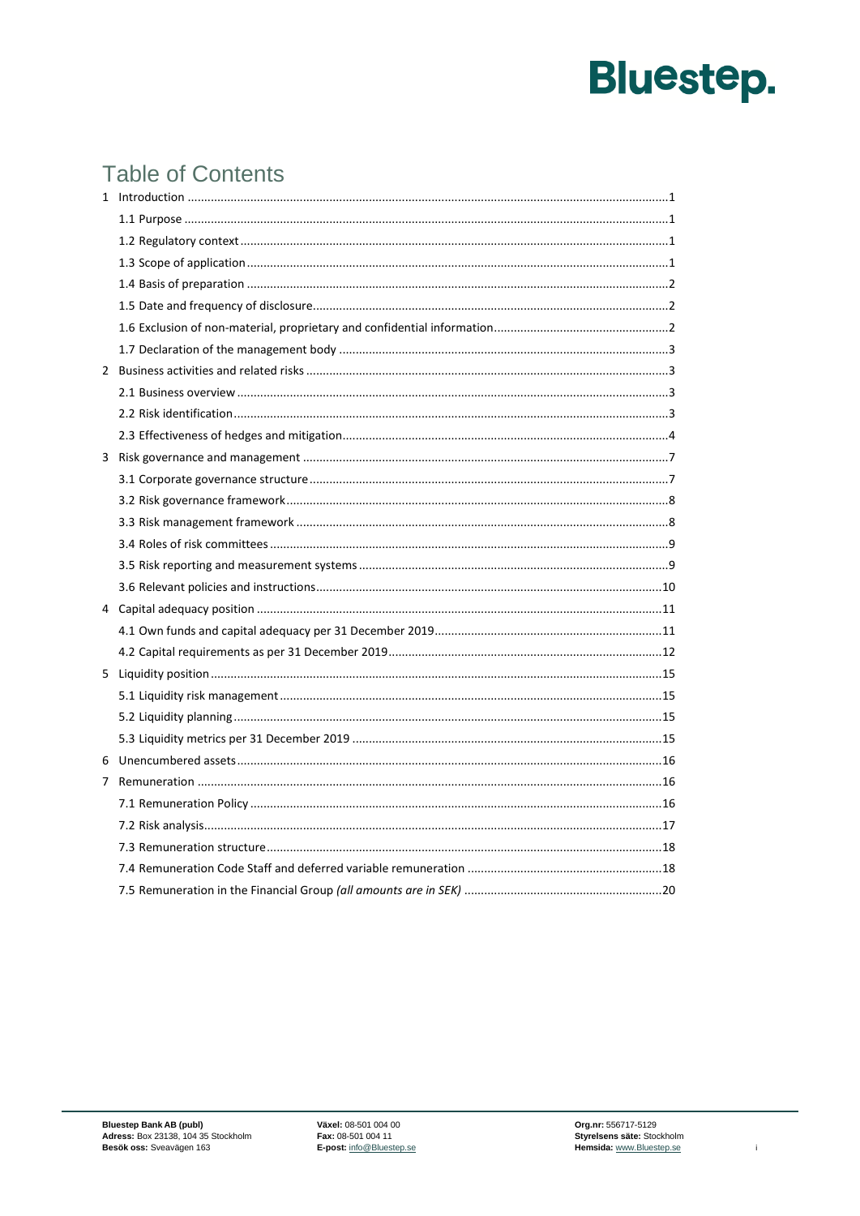# Table of Contents

1 Introduction .....1
  1.1 Purpose .....1
  1.2 Regulatory context .....1
  1.3 Scope of application .....1
  1.4 Basis of preparation .....2
  1.5 Date and frequency of disclosure .....2
  1.6 Exclusion of non-material, proprietary and confidential information .....2
  1.7 Declaration of the management body .....3
2 Business activities and related risks .....3
  2.1 Business overview .....3
  2.2 Risk identification .....3
  2.3 Effectiveness of hedges and mitigation .....4
3 Risk governance and management .....7
  3.1 Corporate governance structure .....7
  3.2 Risk governance framework .....8
  3.3 Risk management framework .....8
  3.4 Roles of risk committees .....9
  3.5 Risk reporting and measurement systems .....9
  3.6 Relevant policies and instructions .....10
4 Capital adequacy position .....11
  4.1 Own funds and capital adequacy per 31 December 2019 .....11
  4.2 Capital requirements as per 31 December 2019 .....12
5 Liquidity position .....15
  5.1 Liquidity risk management .....15
  5.2 Liquidity planning .....15
  5.3 Liquidity metrics per 31 December 2019 .....15
6 Unencumbered assets .....16
7 Remuneration .....16
  7.1 Remuneration Policy .....16
  7.2 Risk analysis .....17
  7.3 Remuneration structure .....18
  7.4 Remuneration Code Staff and deferred variable remuneration .....18
  7.5 Remuneration in the Financial Group *(all amounts are in SEK)* .....20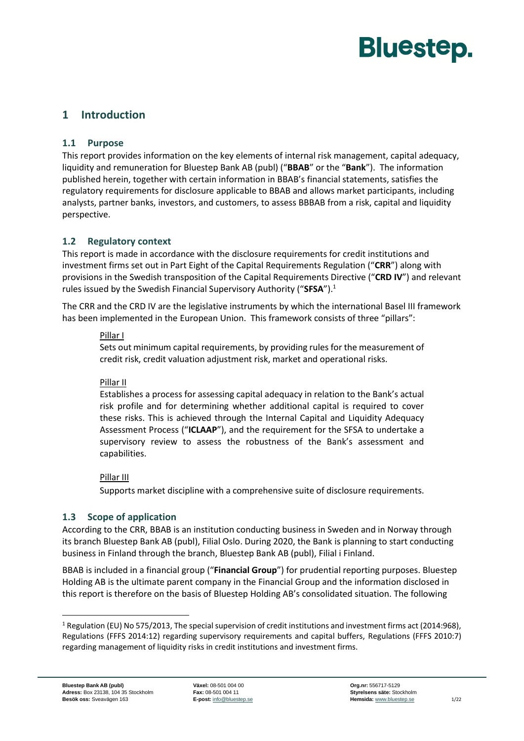# 1 Introduction

## 1.1 Purpose

This report provides information on the key elements of internal risk management, capital adequacy, liquidity and remuneration for Bluestep Bank AB (publ) ("**BBAB**" or the "**Bank**"). The information published herein, together with certain information in BBAB's financial statements, satisfies the regulatory requirements for disclosure applicable to BBAB and allows market participants, including analysts, partner banks, investors, and customers, to assess BBBAB from a risk, capital and liquidity perspective.

## 1.2 Regulatory context

This report is made in accordance with the disclosure requirements for credit institutions and investment firms set out in Part Eight of the Capital Requirements Regulation ("**CRR**") along with provisions in the Swedish transposition of the Capital Requirements Directive ("**CRD IV**") and relevant rules issued by the Swedish Financial Supervisory Authority ("**SFSA**").[1]

The CRR and the CRD IV are the legislative instruments by which the international Basel III framework has been implemented in the European Union. This framework consists of three "pillars":

Pillar I

Sets out minimum capital requirements, by providing rules for the measurement of credit risk, credit valuation adjustment risk, market and operational risks.

Pillar II

Establishes a process for assessing capital adequacy in relation to the Bank's actual risk profile and for determining whether additional capital is required to cover these risks. This is achieved through the Internal Capital and Liquidity Adequacy Assessment Process ("**ICLAAP**"), and the requirement for the SFSA to undertake a supervisory review to assess the robustness of the Bank's assessment and capabilities.

Pillar III

Supports market discipline with a comprehensive suite of disclosure requirements.

## 1.3 Scope of application

According to the CRR, BBAB is an institution conducting business in Sweden and in Norway through its branch Bluestep Bank AB (publ), Filial Oslo. During 2020, the Bank is planning to start conducting business in Finland through the branch, Bluestep Bank AB (publ), Filial i Finland.

BBAB is included in a financial group ("**Financial Group**") for prudential reporting purposes. Bluestep Holding AB is the ultimate parent company in the Financial Group and the information disclosed in this report is therefore on the basis of Bluestep Holding AB's consolidated situation. The following

[1] Regulation (EU) No 575/2013, The special supervision of credit institutions and investment firms act (2014:968), Regulations (FFFS 2014:12) regarding supervisory requirements and capital buffers, Regulations (FFFS 2010:7) regarding management of liquidity risks in credit institutions and investment firms.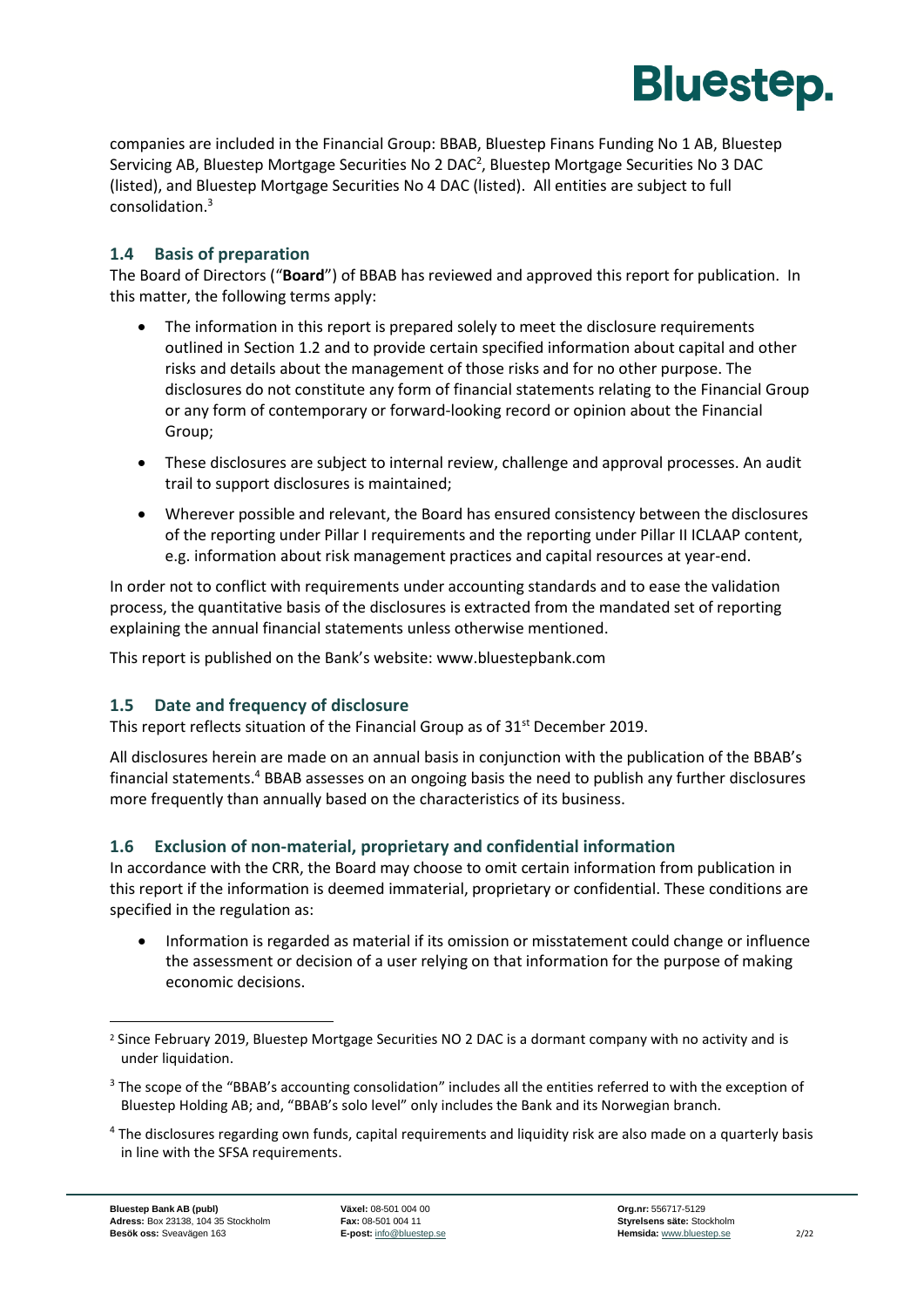companies are included in the Financial Group: BBAB, Bluestep Finans Funding No 1 AB, Bluestep Servicing AB, Bluestep Mortgage Securities No 2 DAC[2], Bluestep Mortgage Securities No 3 DAC (listed), and Bluestep Mortgage Securities No 4 DAC (listed). All entities are subject to full consolidation.[3]

## 1.4 Basis of preparation

The Board of Directors ("**Board**") of BBAB has reviewed and approved this report for publication. In this matter, the following terms apply:

- The information in this report is prepared solely to meet the disclosure requirements outlined in Section 1.2 and to provide certain specified information about capital and other risks and details about the management of those risks and for no other purpose. The disclosures do not constitute any form of financial statements relating to the Financial Group or any form of contemporary or forward-looking record or opinion about the Financial Group;
- These disclosures are subject to internal review, challenge and approval processes. An audit trail to support disclosures is maintained;
- Wherever possible and relevant, the Board has ensured consistency between the disclosures of the reporting under Pillar I requirements and the reporting under Pillar II ICLAAP content, e.g. information about risk management practices and capital resources at year-end.

In order not to conflict with requirements under accounting standards and to ease the validation process, the quantitative basis of the disclosures is extracted from the mandated set of reporting explaining the annual financial statements unless otherwise mentioned.

This report is published on the Bank's website: www.bluestepbank.com

## 1.5 Date and frequency of disclosure

This report reflects situation of the Financial Group as of 31st December 2019.

All disclosures herein are made on an annual basis in conjunction with the publication of the BBAB's financial statements.[4] BBAB assesses on an ongoing basis the need to publish any further disclosures more frequently than annually based on the characteristics of its business.

## 1.6 Exclusion of non-material, proprietary and confidential information

In accordance with the CRR, the Board may choose to omit certain information from publication in this report if the information is deemed immaterial, proprietary or confidential. These conditions are specified in the regulation as:

- Information is regarded as material if its omission or misstatement could change or influence the assessment or decision of a user relying on that information for the purpose of making economic decisions.

---

[2] Since February 2019, Bluestep Mortgage Securities NO 2 DAC is a dormant company with no activity and is under liquidation.

[3] The scope of the "BBAB's accounting consolidation" includes all the entities referred to with the exception of Bluestep Holding AB; and, "BBAB's solo level" only includes the Bank and its Norwegian branch.

[4] The disclosures regarding own funds, capital requirements and liquidity risk are also made on a quarterly basis in line with the SFSA requirements.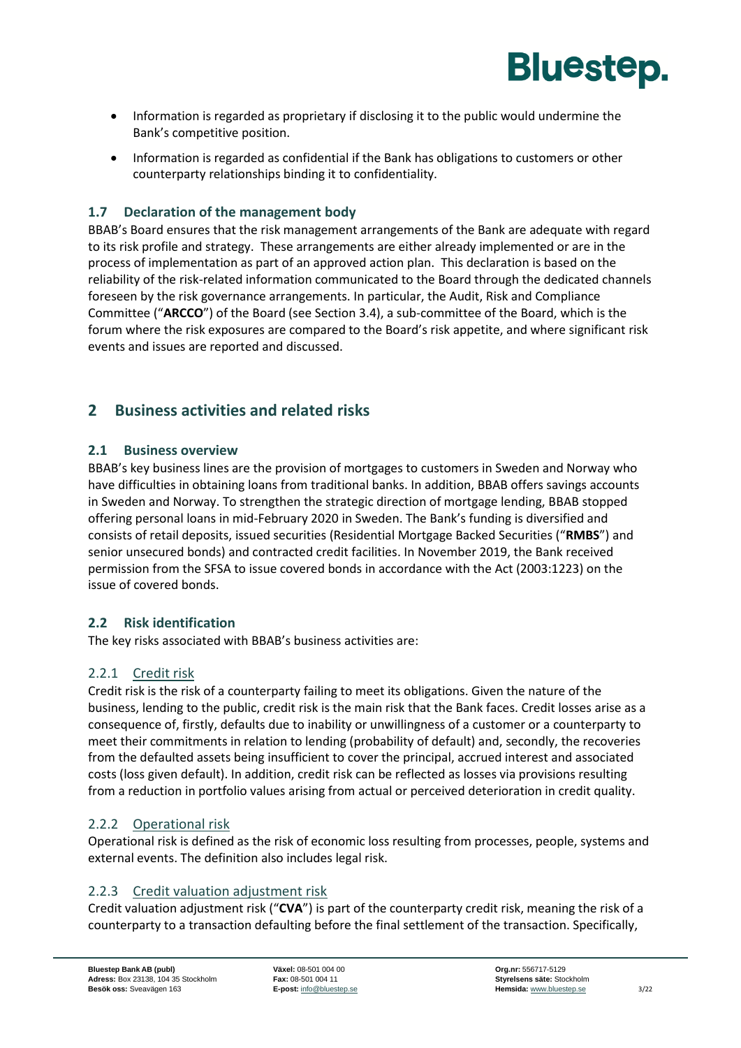- Information is regarded as proprietary if disclosing it to the public would undermine the Bank's competitive position.
- Information is regarded as confidential if the Bank has obligations to customers or other counterparty relationships binding it to confidentiality.

### 1.7 Declaration of the management body

BBAB's Board ensures that the risk management arrangements of the Bank are adequate with regard to its risk profile and strategy. These arrangements are either already implemented or are in the process of implementation as part of an approved action plan. This declaration is based on the reliability of the risk-related information communicated to the Board through the dedicated channels foreseen by the risk governance arrangements. In particular, the Audit, Risk and Compliance Committee ("**ARCCO**") of the Board (see Section 3.4), a sub-committee of the Board, which is the forum where the risk exposures are compared to the Board's risk appetite, and where significant risk events and issues are reported and discussed.

## 2 Business activities and related risks

### 2.1 Business overview

BBAB's key business lines are the provision of mortgages to customers in Sweden and Norway who have difficulties in obtaining loans from traditional banks. In addition, BBAB offers savings accounts in Sweden and Norway. To strengthen the strategic direction of mortgage lending, BBAB stopped offering personal loans in mid-February 2020 in Sweden. The Bank's funding is diversified and consists of retail deposits, issued securities (Residential Mortgage Backed Securities ("**RMBS**") and senior unsecured bonds) and contracted credit facilities. In November 2019, the Bank received permission from the SFSA to issue covered bonds in accordance with the Act (2003:1223) on the issue of covered bonds.

### 2.2 Risk identification

The key risks associated with BBAB's business activities are:

#### 2.2.1 Credit risk

Credit risk is the risk of a counterparty failing to meet its obligations. Given the nature of the business, lending to the public, credit risk is the main risk that the Bank faces. Credit losses arise as a consequence of, firstly, defaults due to inability or unwillingness of a customer or a counterparty to meet their commitments in relation to lending (probability of default) and, secondly, the recoveries from the defaulted assets being insufficient to cover the principal, accrued interest and associated costs (loss given default). In addition, credit risk can be reflected as losses via provisions resulting from a reduction in portfolio values arising from actual or perceived deterioration in credit quality.

#### 2.2.2 Operational risk

Operational risk is defined as the risk of economic loss resulting from processes, people, systems and external events. The definition also includes legal risk.

#### 2.2.3 Credit valuation adjustment risk

Credit valuation adjustment risk ("**CVA**") is part of the counterparty credit risk, meaning the risk of a counterparty to a transaction defaulting before the final settlement of the transaction. Specifically,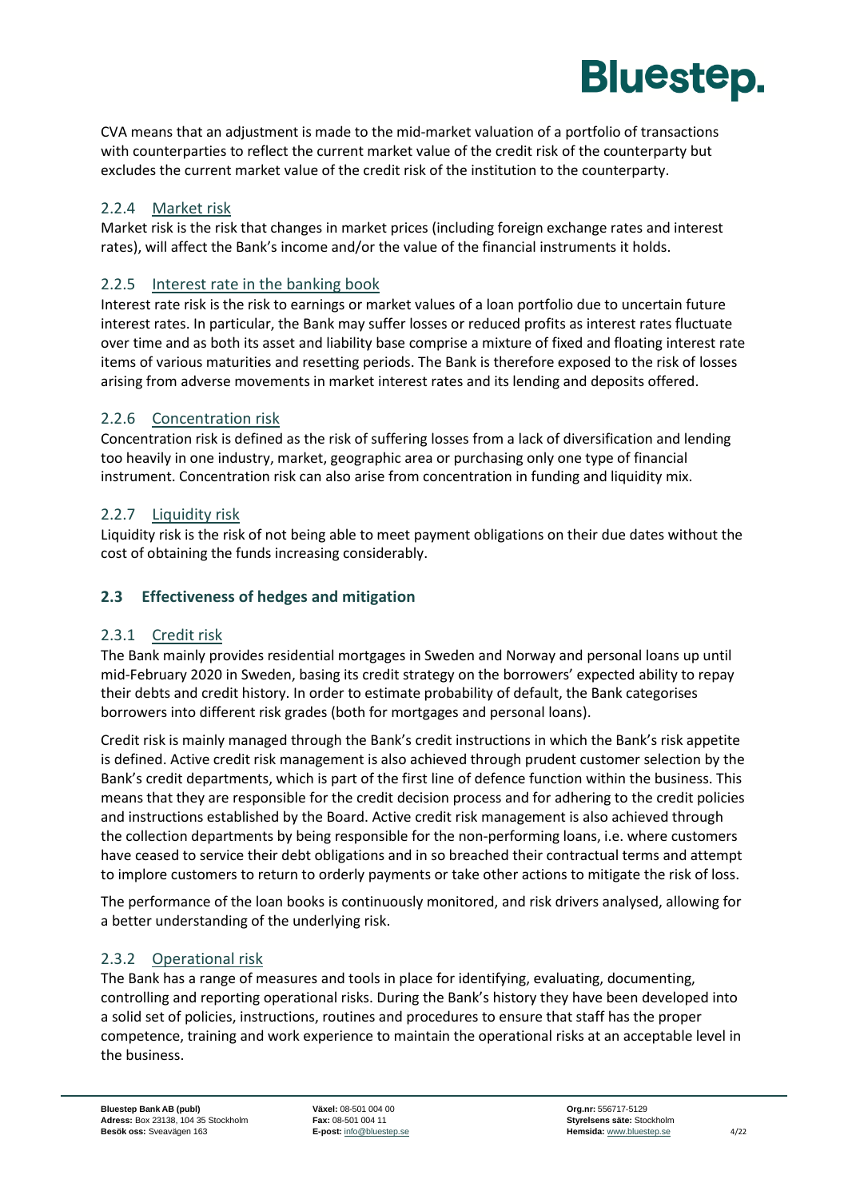CVA means that an adjustment is made to the mid-market valuation of a portfolio of transactions with counterparties to reflect the current market value of the credit risk of the counterparty but excludes the current market value of the credit risk of the institution to the counterparty.

### 2.2.4 Market risk

Market risk is the risk that changes in market prices (including foreign exchange rates and interest rates), will affect the Bank's income and/or the value of the financial instruments it holds.

### 2.2.5 Interest rate in the banking book

Interest rate risk is the risk to earnings or market values of a loan portfolio due to uncertain future interest rates. In particular, the Bank may suffer losses or reduced profits as interest rates fluctuate over time and as both its asset and liability base comprise a mixture of fixed and floating interest rate items of various maturities and resetting periods. The Bank is therefore exposed to the risk of losses arising from adverse movements in market interest rates and its lending and deposits offered.

### 2.2.6 Concentration risk

Concentration risk is defined as the risk of suffering losses from a lack of diversification and lending too heavily in one industry, market, geographic area or purchasing only one type of financial instrument. Concentration risk can also arise from concentration in funding and liquidity mix.

### 2.2.7 Liquidity risk

Liquidity risk is the risk of not being able to meet payment obligations on their due dates without the cost of obtaining the funds increasing considerably.

## 2.3 Effectiveness of hedges and mitigation

### 2.3.1 Credit risk

The Bank mainly provides residential mortgages in Sweden and Norway and personal loans up until mid-February 2020 in Sweden, basing its credit strategy on the borrowers' expected ability to repay their debts and credit history. In order to estimate probability of default, the Bank categorises borrowers into different risk grades (both for mortgages and personal loans).

Credit risk is mainly managed through the Bank's credit instructions in which the Bank's risk appetite is defined. Active credit risk management is also achieved through prudent customer selection by the Bank's credit departments, which is part of the first line of defence function within the business. This means that they are responsible for the credit decision process and for adhering to the credit policies and instructions established by the Board. Active credit risk management is also achieved through the collection departments by being responsible for the non-performing loans, i.e. where customers have ceased to service their debt obligations and in so breached their contractual terms and attempt to implore customers to return to orderly payments or take other actions to mitigate the risk of loss.

The performance of the loan books is continuously monitored, and risk drivers analysed, allowing for a better understanding of the underlying risk.

### 2.3.2 Operational risk

The Bank has a range of measures and tools in place for identifying, evaluating, documenting, controlling and reporting operational risks. During the Bank's history they have been developed into a solid set of policies, instructions, routines and procedures to ensure that staff has the proper competence, training and work experience to maintain the operational risks at an acceptable level in the business.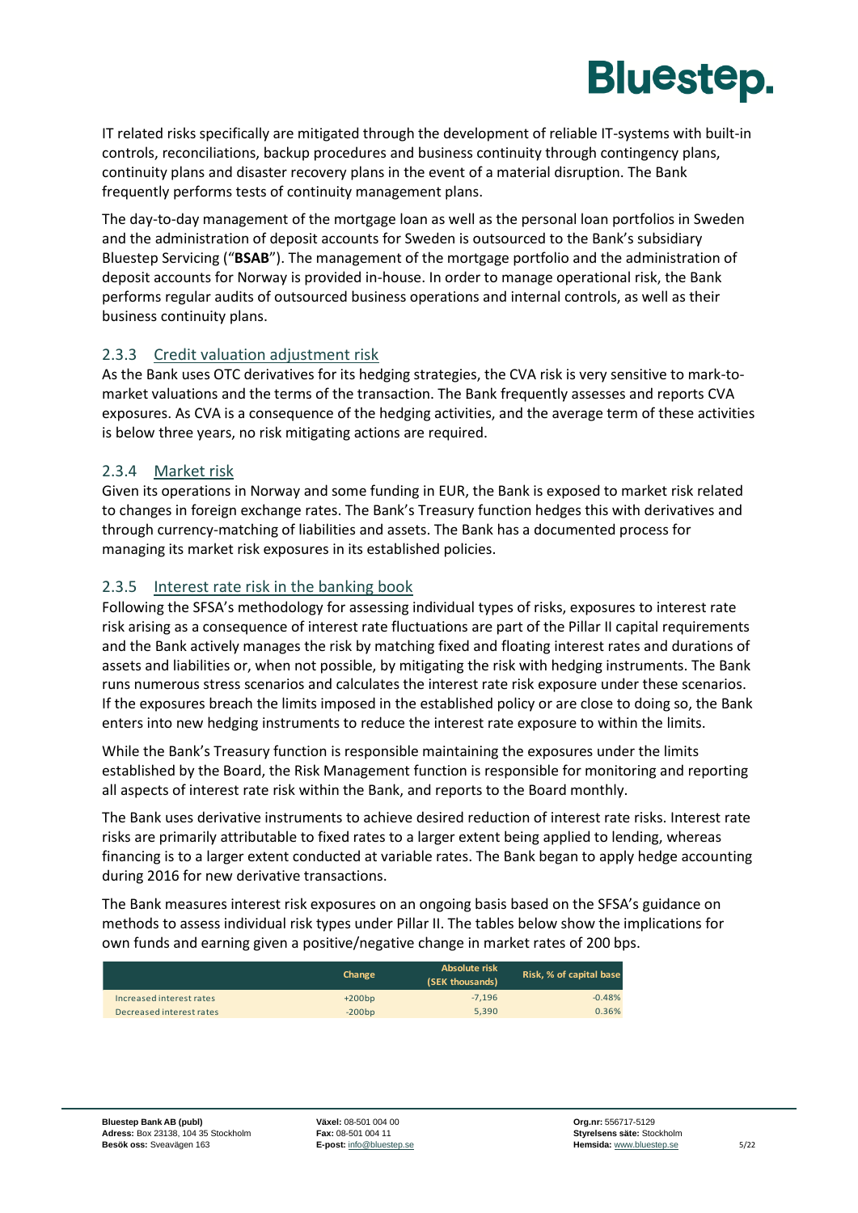IT related risks specifically are mitigated through the development of reliable IT-systems with built-in controls, reconciliations, backup procedures and business continuity through contingency plans, continuity plans and disaster recovery plans in the event of a material disruption. The Bank frequently performs tests of continuity management plans.

The day-to-day management of the mortgage loan as well as the personal loan portfolios in Sweden and the administration of deposit accounts for Sweden is outsourced to the Bank's subsidiary Bluestep Servicing ("**BSAB**"). The management of the mortgage portfolio and the administration of deposit accounts for Norway is provided in-house. In order to manage operational risk, the Bank performs regular audits of outsourced business operations and internal controls, as well as their business continuity plans.

### 2.3.3 Credit valuation adjustment risk

As the Bank uses OTC derivatives for its hedging strategies, the CVA risk is very sensitive to mark-to-market valuations and the terms of the transaction. The Bank frequently assesses and reports CVA exposures. As CVA is a consequence of the hedging activities, and the average term of these activities is below three years, no risk mitigating actions are required.

### 2.3.4 Market risk

Given its operations in Norway and some funding in EUR, the Bank is exposed to market risk related to changes in foreign exchange rates. The Bank's Treasury function hedges this with derivatives and through currency-matching of liabilities and assets. The Bank has a documented process for managing its market risk exposures in its established policies.

### 2.3.5 Interest rate risk in the banking book

Following the SFSA's methodology for assessing individual types of risks, exposures to interest rate risk arising as a consequence of interest rate fluctuations are part of the Pillar II capital requirements and the Bank actively manages the risk by matching fixed and floating interest rates and durations of assets and liabilities or, when not possible, by mitigating the risk with hedging instruments. The Bank runs numerous stress scenarios and calculates the interest rate risk exposure under these scenarios. If the exposures breach the limits imposed in the established policy or are close to doing so, the Bank enters into new hedging instruments to reduce the interest rate exposure to within the limits.

While the Bank's Treasury function is responsible maintaining the exposures under the limits established by the Board, the Risk Management function is responsible for monitoring and reporting all aspects of interest rate risk within the Bank, and reports to the Board monthly.

The Bank uses derivative instruments to achieve desired reduction of interest rate risks. Interest rate risks are primarily attributable to fixed rates to a larger extent being applied to lending, whereas financing is to a larger extent conducted at variable rates. The Bank began to apply hedge accounting during 2016 for new derivative transactions.

The Bank measures interest risk exposures on an ongoing basis based on the SFSA's guidance on methods to assess individual risk types under Pillar II. The tables below show the implications for own funds and earning given a positive/negative change in market rates of 200 bps.

| | Change | Absolute risk (SEK thousands) | Risk, % of capital base |
|---|---|---|---|
| Increased interest rates | +200bp | -7,196 | -0.48% |
| Decreased interest rates | -200bp | 5,390 | 0.36% |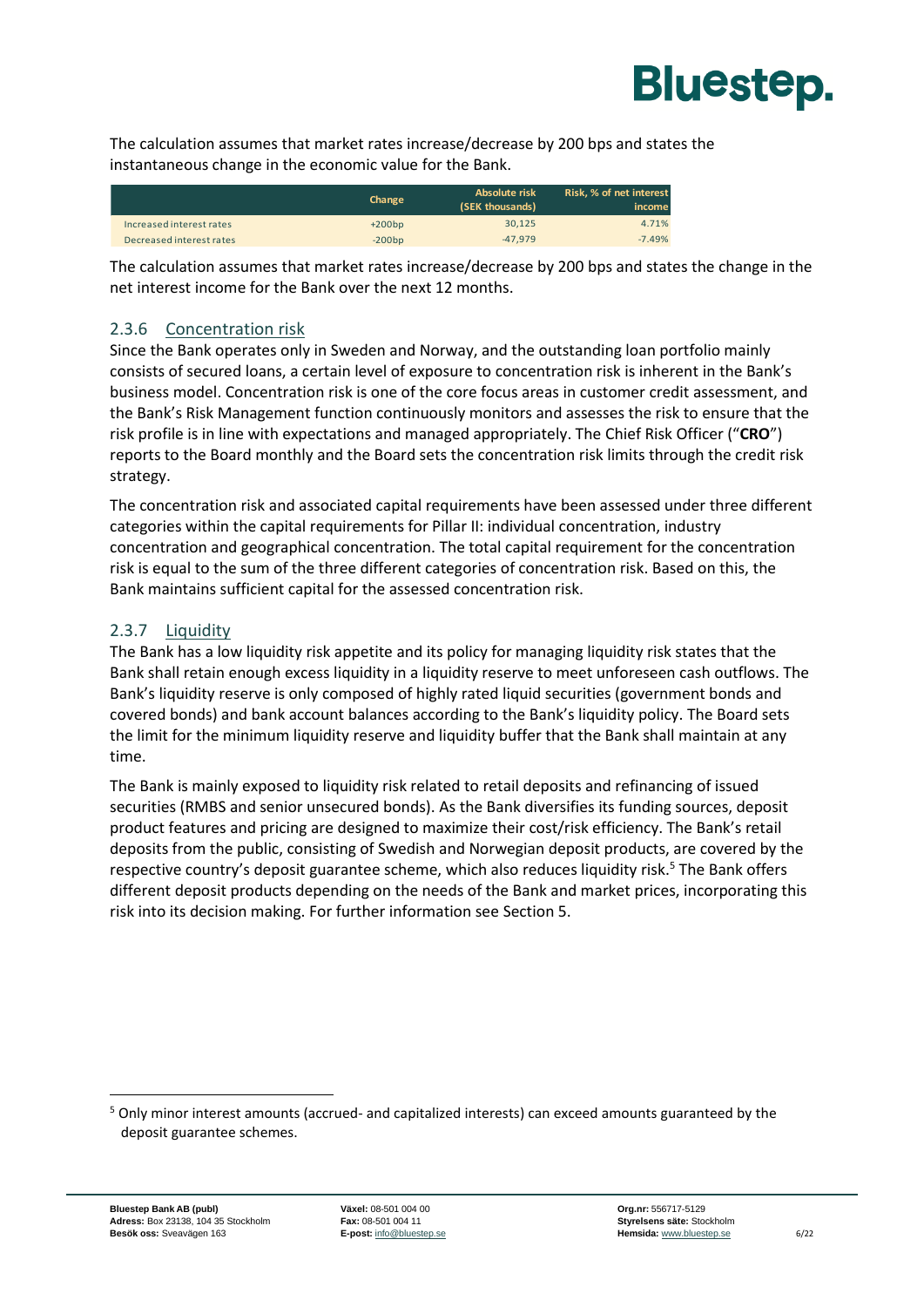The calculation assumes that market rates increase/decrease by 200 bps and states the instantaneous change in the economic value for the Bank.

| | Change | Absolute risk (SEK thousands) | Risk, % of net interest income |
|---|---|---|---|
| Increased interest rates | +200bp | 30,125 | 4.71% |
| Decreased interest rates | -200bp | -47,979 | -7.49% |

The calculation assumes that market rates increase/decrease by 200 bps and states the change in the net interest income for the Bank over the next 12 months.

### 2.3.6 Concentration risk

Since the Bank operates only in Sweden and Norway, and the outstanding loan portfolio mainly consists of secured loans, a certain level of exposure to concentration risk is inherent in the Bank's business model. Concentration risk is one of the core focus areas in customer credit assessment, and the Bank's Risk Management function continuously monitors and assesses the risk to ensure that the risk profile is in line with expectations and managed appropriately. The Chief Risk Officer ("**CRO**") reports to the Board monthly and the Board sets the concentration risk limits through the credit risk strategy.

The concentration risk and associated capital requirements have been assessed under three different categories within the capital requirements for Pillar II: individual concentration, industry concentration and geographical concentration. The total capital requirement for the concentration risk is equal to the sum of the three different categories of concentration risk. Based on this, the Bank maintains sufficient capital for the assessed concentration risk.

### 2.3.7 Liquidity

The Bank has a low liquidity risk appetite and its policy for managing liquidity risk states that the Bank shall retain enough excess liquidity in a liquidity reserve to meet unforeseen cash outflows. The Bank's liquidity reserve is only composed of highly rated liquid securities (government bonds and covered bonds) and bank account balances according to the Bank's liquidity policy. The Board sets the limit for the minimum liquidity reserve and liquidity buffer that the Bank shall maintain at any time.

The Bank is mainly exposed to liquidity risk related to retail deposits and refinancing of issued securities (RMBS and senior unsecured bonds). As the Bank diversifies its funding sources, deposit product features and pricing are designed to maximize their cost/risk efficiency. The Bank's retail deposits from the public, consisting of Swedish and Norwegian deposit products, are covered by the respective country's deposit guarantee scheme, which also reduces liquidity risk.[5] The Bank offers different deposit products depending on the needs of the Bank and market prices, incorporating this risk into its decision making. For further information see Section 5.

[5] Only minor interest amounts (accrued- and capitalized interests) can exceed amounts guaranteed by the deposit guarantee schemes.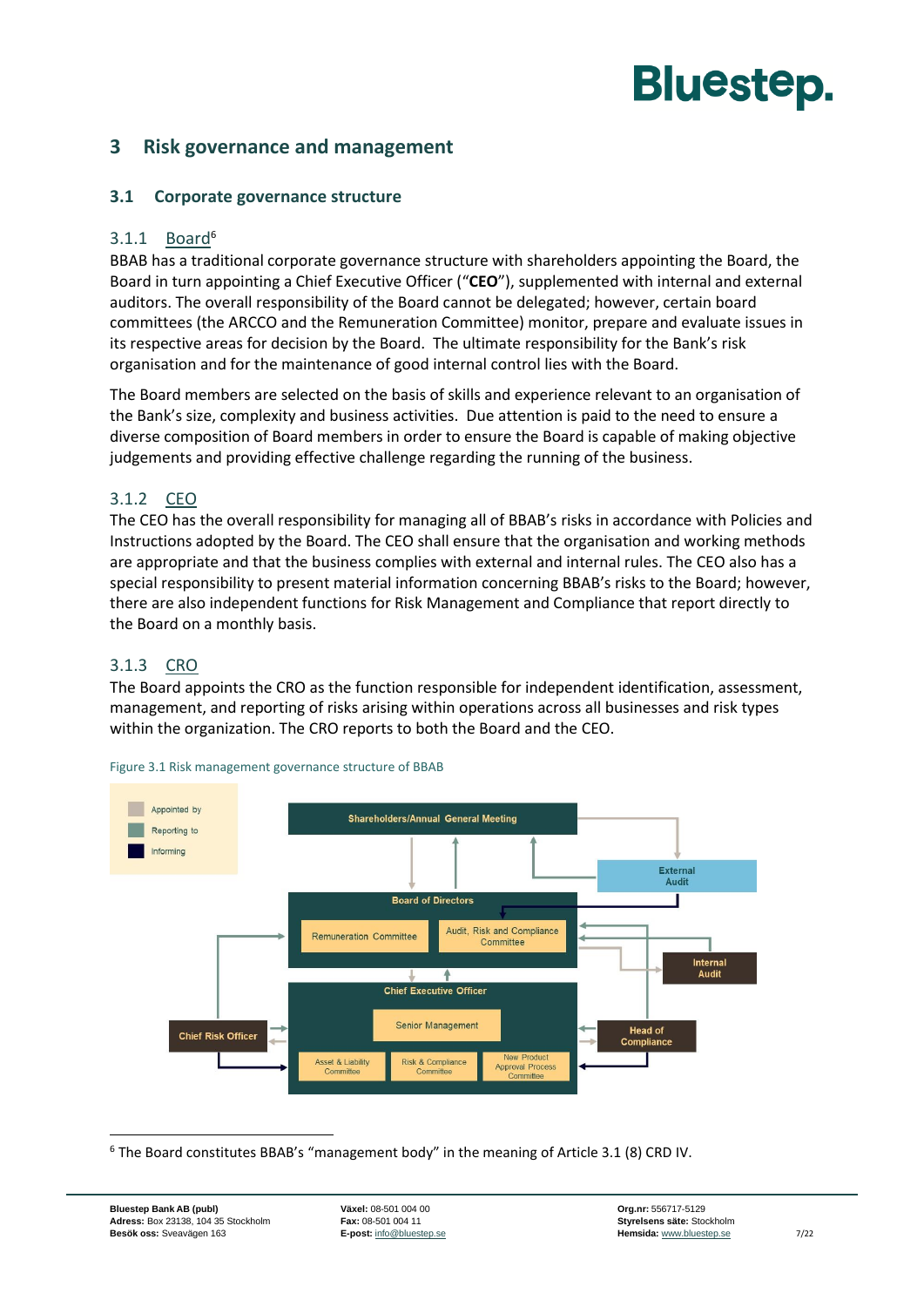# 3 Risk governance and management

## 3.1 Corporate governance structure

### 3.1.1 Board[6]

BBAB has a traditional corporate governance structure with shareholders appointing the Board, the Board in turn appointing a Chief Executive Officer ("**CEO**"), supplemented with internal and external auditors. The overall responsibility of the Board cannot be delegated; however, certain board committees (the ARCCO and the Remuneration Committee) monitor, prepare and evaluate issues in its respective areas for decision by the Board. The ultimate responsibility for the Bank's risk organisation and for the maintenance of good internal control lies with the Board.

The Board members are selected on the basis of skills and experience relevant to an organisation of the Bank's size, complexity and business activities. Due attention is paid to the need to ensure a diverse composition of Board members in order to ensure the Board is capable of making objective judgements and providing effective challenge regarding the running of the business.

### 3.1.2 CEO

The CEO has the overall responsibility for managing all of BBAB's risks in accordance with Policies and Instructions adopted by the Board. The CEO shall ensure that the organisation and working methods are appropriate and that the business complies with external and internal rules. The CEO also has a special responsibility to present material information concerning BBAB's risks to the Board; however, there are also independent functions for Risk Management and Compliance that report directly to the Board on a monthly basis.

### 3.1.3 CRO

The Board appoints the CRO as the function responsible for independent identification, assessment, management, and reporting of risks arising within operations across all businesses and risk types within the organization. The CRO reports to both the Board and the CEO.

Figure 3.1 Risk management governance structure of BBAB

Legend: Appointed by; Reporting to; Informing

Shareholders/Annual General Meeting

External Audit

Board of Directors
- Remuneration Committee
- Audit, Risk and Compliance Committee

Internal Audit

Chief Executive Officer
- Senior Management
- Asset & Liability Committee
- Risk & Compliance Committee
- New Product Approval Process Committee

Chief Risk Officer

Head of Compliance

[6] The Board constitutes BBAB's "management body" in the meaning of Article 3.1 (8) CRD IV.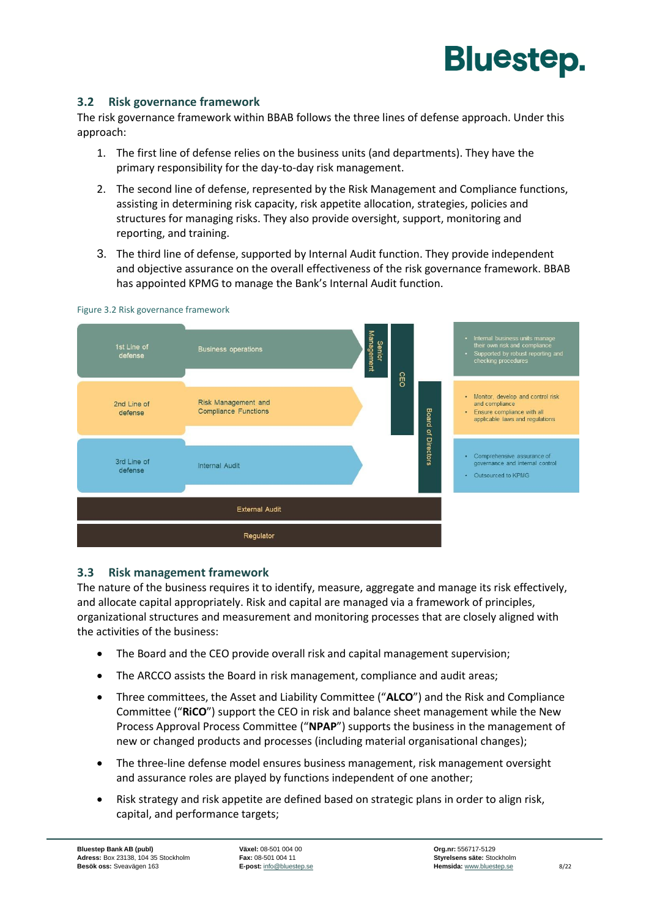## 3.2 Risk governance framework

The risk governance framework within BBAB follows the three lines of defense approach. Under this approach:

1. The first line of defense relies on the business units (and departments). They have the primary responsibility for the day-to-day risk management.
2. The second line of defense, represented by the Risk Management and Compliance functions, assisting in determining risk capacity, risk appetite allocation, strategies, policies and structures for managing risks. They also provide oversight, support, monitoring and reporting, and training.
3. The third line of defense, supported by Internal Audit function. They provide independent and objective assurance on the overall effectiveness of the risk governance framework. BBAB has appointed KPMG to manage the Bank's Internal Audit function.

Figure 3.2 Risk governance framework

| Line | Function | Description |
|---|---|---|
| 1st Line of defense | Business operations | • Internal business units manage their own risk and compliance<br>• Supported by robust reporting and checking procedures |
| 2nd Line of defense | Risk Management and Compliance Functions | • Monitor, develop and control risk and compliance<br>• Ensure compliance with all applicable laws and regulations |
| 3rd Line of defense | Internal Audit | • Comprehensive assurance of governance and internal control<br>• Outsourced to KPMG |

Oversight bodies shown in the figure: Senior Management, CEO, Board of Directors, External Audit, Regulator.

## 3.3 Risk management framework

The nature of the business requires it to identify, measure, aggregate and manage its risk effectively, and allocate capital appropriately. Risk and capital are managed via a framework of principles, organizational structures and measurement and monitoring processes that are closely aligned with the activities of the business:

- The Board and the CEO provide overall risk and capital management supervision;
- The ARCCO assists the Board in risk management, compliance and audit areas;
- Three committees, the Asset and Liability Committee ("**ALCO**") and the Risk and Compliance Committee ("**RiCO**") support the CEO in risk and balance sheet management while the New Process Approval Process Committee ("**NPAP**") supports the business in the management of new or changed products and processes (including material organisational changes);
- The three-line defense model ensures business management, risk management oversight and assurance roles are played by functions independent of one another;
- Risk strategy and risk appetite are defined based on strategic plans in order to align risk, capital, and performance targets;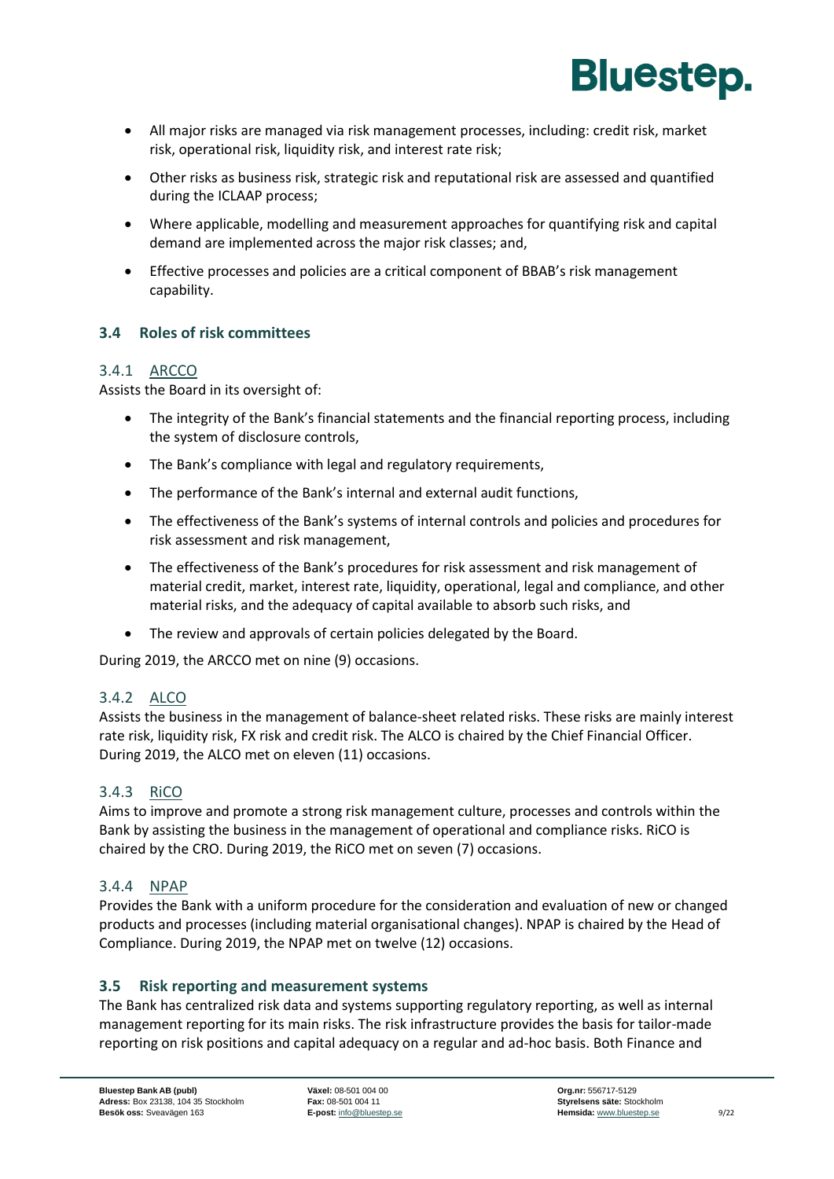- All major risks are managed via risk management processes, including: credit risk, market risk, operational risk, liquidity risk, and interest rate risk;
- Other risks as business risk, strategic risk and reputational risk are assessed and quantified during the ICLAAP process;
- Where applicable, modelling and measurement approaches for quantifying risk and capital demand are implemented across the major risk classes; and,
- Effective processes and policies are a critical component of BBAB's risk management capability.

## 3.4 Roles of risk committees

### 3.4.1 ARCCO

Assists the Board in its oversight of:

- The integrity of the Bank's financial statements and the financial reporting process, including the system of disclosure controls,
- The Bank's compliance with legal and regulatory requirements,
- The performance of the Bank's internal and external audit functions,
- The effectiveness of the Bank's systems of internal controls and policies and procedures for risk assessment and risk management,
- The effectiveness of the Bank's procedures for risk assessment and risk management of material credit, market, interest rate, liquidity, operational, legal and compliance, and other material risks, and the adequacy of capital available to absorb such risks, and
- The review and approvals of certain policies delegated by the Board.

During 2019, the ARCCO met on nine (9) occasions.

### 3.4.2 ALCO

Assists the business in the management of balance-sheet related risks. These risks are mainly interest rate risk, liquidity risk, FX risk and credit risk. The ALCO is chaired by the Chief Financial Officer. During 2019, the ALCO met on eleven (11) occasions.

### 3.4.3 RiCO

Aims to improve and promote a strong risk management culture, processes and controls within the Bank by assisting the business in the management of operational and compliance risks. RiCO is chaired by the CRO. During 2019, the RiCO met on seven (7) occasions.

### 3.4.4 NPAP

Provides the Bank with a uniform procedure for the consideration and evaluation of new or changed products and processes (including material organisational changes). NPAP is chaired by the Head of Compliance. During 2019, the NPAP met on twelve (12) occasions.

## 3.5 Risk reporting and measurement systems

The Bank has centralized risk data and systems supporting regulatory reporting, as well as internal management reporting for its main risks. The risk infrastructure provides the basis for tailor-made reporting on risk positions and capital adequacy on a regular and ad-hoc basis. Both Finance and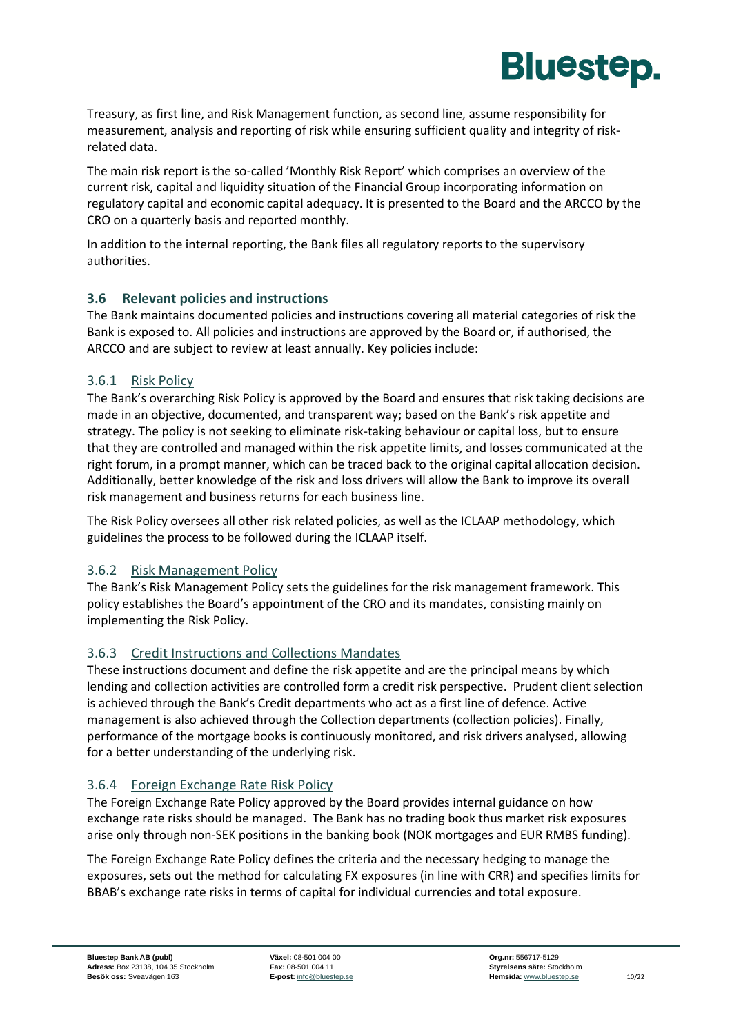Treasury, as first line, and Risk Management function, as second line, assume responsibility for measurement, analysis and reporting of risk while ensuring sufficient quality and integrity of risk-related data.

The main risk report is the so-called 'Monthly Risk Report' which comprises an overview of the current risk, capital and liquidity situation of the Financial Group incorporating information on regulatory capital and economic capital adequacy. It is presented to the Board and the ARCCO by the CRO on a quarterly basis and reported monthly.

In addition to the internal reporting, the Bank files all regulatory reports to the supervisory authorities.

### 3.6 Relevant policies and instructions

The Bank maintains documented policies and instructions covering all material categories of risk the Bank is exposed to. All policies and instructions are approved by the Board or, if authorised, the ARCCO and are subject to review at least annually. Key policies include:

#### 3.6.1 Risk Policy

The Bank's overarching Risk Policy is approved by the Board and ensures that risk taking decisions are made in an objective, documented, and transparent way; based on the Bank's risk appetite and strategy. The policy is not seeking to eliminate risk-taking behaviour or capital loss, but to ensure that they are controlled and managed within the risk appetite limits, and losses communicated at the right forum, in a prompt manner, which can be traced back to the original capital allocation decision. Additionally, better knowledge of the risk and loss drivers will allow the Bank to improve its overall risk management and business returns for each business line.

The Risk Policy oversees all other risk related policies, as well as the ICLAAP methodology, which guidelines the process to be followed during the ICLAAP itself.

#### 3.6.2 Risk Management Policy

The Bank's Risk Management Policy sets the guidelines for the risk management framework. This policy establishes the Board's appointment of the CRO and its mandates, consisting mainly on implementing the Risk Policy.

#### 3.6.3 Credit Instructions and Collections Mandates

These instructions document and define the risk appetite and are the principal means by which lending and collection activities are controlled form a credit risk perspective. Prudent client selection is achieved through the Bank's Credit departments who act as a first line of defence. Active management is also achieved through the Collection departments (collection policies). Finally, performance of the mortgage books is continuously monitored, and risk drivers analysed, allowing for a better understanding of the underlying risk.

#### 3.6.4 Foreign Exchange Rate Risk Policy

The Foreign Exchange Rate Policy approved by the Board provides internal guidance on how exchange rate risks should be managed. The Bank has no trading book thus market risk exposures arise only through non-SEK positions in the banking book (NOK mortgages and EUR RMBS funding).

The Foreign Exchange Rate Policy defines the criteria and the necessary hedging to manage the exposures, sets out the method for calculating FX exposures (in line with CRR) and specifies limits for BBAB's exchange rate risks in terms of capital for individual currencies and total exposure.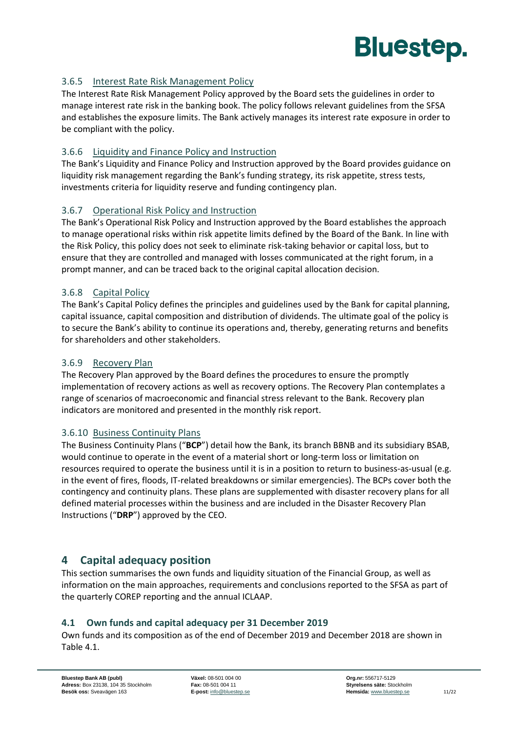### 3.6.5 Interest Rate Risk Management Policy

The Interest Rate Risk Management Policy approved by the Board sets the guidelines in order to manage interest rate risk in the banking book. The policy follows relevant guidelines from the SFSA and establishes the exposure limits. The Bank actively manages its interest rate exposure in order to be compliant with the policy.

### 3.6.6 Liquidity and Finance Policy and Instruction

The Bank's Liquidity and Finance Policy and Instruction approved by the Board provides guidance on liquidity risk management regarding the Bank's funding strategy, its risk appetite, stress tests, investments criteria for liquidity reserve and funding contingency plan.

### 3.6.7 Operational Risk Policy and Instruction

The Bank's Operational Risk Policy and Instruction approved by the Board establishes the approach to manage operational risks within risk appetite limits defined by the Board of the Bank. In line with the Risk Policy, this policy does not seek to eliminate risk-taking behavior or capital loss, but to ensure that they are controlled and managed with losses communicated at the right forum, in a prompt manner, and can be traced back to the original capital allocation decision.

### 3.6.8 Capital Policy

The Bank's Capital Policy defines the principles and guidelines used by the Bank for capital planning, capital issuance, capital composition and distribution of dividends. The ultimate goal of the policy is to secure the Bank's ability to continue its operations and, thereby, generating returns and benefits for shareholders and other stakeholders.

### 3.6.9 Recovery Plan

The Recovery Plan approved by the Board defines the procedures to ensure the promptly implementation of recovery actions as well as recovery options. The Recovery Plan contemplates a range of scenarios of macroeconomic and financial stress relevant to the Bank. Recovery plan indicators are monitored and presented in the monthly risk report.

### 3.6.10 Business Continuity Plans

The Business Continuity Plans ("**BCP**") detail how the Bank, its branch BBNB and its subsidiary BSAB, would continue to operate in the event of a material short or long-term loss or limitation on resources required to operate the business until it is in a position to return to business-as-usual (e.g. in the event of fires, floods, IT-related breakdowns or similar emergencies). The BCPs cover both the contingency and continuity plans. These plans are supplemented with disaster recovery plans for all defined material processes within the business and are included in the Disaster Recovery Plan Instructions ("**DRP**") approved by the CEO.

# 4 Capital adequacy position

This section summarises the own funds and liquidity situation of the Financial Group, as well as information on the main approaches, requirements and conclusions reported to the SFSA as part of the quarterly COREP reporting and the annual ICLAAP.

## 4.1 Own funds and capital adequacy per 31 December 2019

Own funds and its composition as of the end of December 2019 and December 2018 are shown in Table 4.1.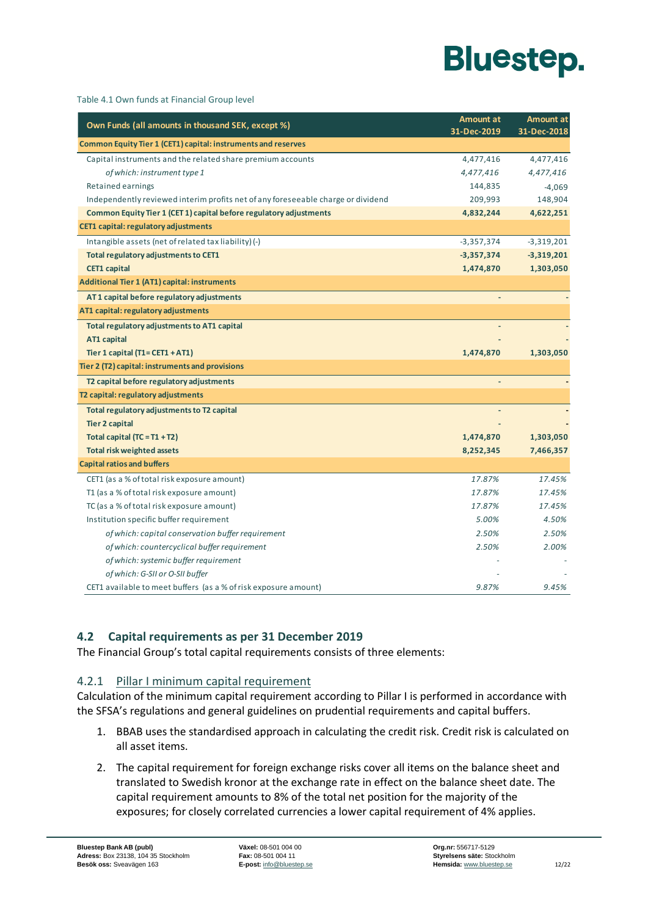Table 4.1 Own funds at Financial Group level

| Own Funds (all amounts in thousand SEK, except %) | Amount at 31-Dec-2019 | Amount at 31-Dec-2018 |
|---|---|---|
| **Common Equity Tier 1 (CET1) capital: instruments and reserves** | | |
| Capital instruments and the related share premium accounts | 4,477,416 | 4,477,416 |
| *of which: instrument type 1* | *4,477,416* | *4,477,416* |
| Retained earnings | 144,835 | -4,069 |
| Independently reviewed interim profits net of any foreseeable charge or dividend | 209,993 | 148,904 |
| **Common Equity Tier 1 (CET 1) capital before regulatory adjustments** | **4,832,244** | **4,622,251** |
| **CET1 capital: regulatory adjustments** | | |
| Intangible assets (net of related tax liability) (-) | -3,357,374 | -3,319,201 |
| **Total regulatory adjustments to CET1** | **-3,357,374** | **-3,319,201** |
| **CET1 capital** | **1,474,870** | **1,303,050** |
| **Additional Tier 1 (AT1) capital: instruments** | | |
| **AT 1 capital before regulatory adjustments** | - | - |
| **AT1 capital: regulatory adjustments** | | |
| **Total regulatory adjustments to AT1 capital** | - | - |
| **AT1 capital** | - | - |
| **Tier 1 capital (T1= CET1 + AT1)** | **1,474,870** | **1,303,050** |
| **Tier 2 (T2) capital: instruments and provisions** | | |
| **T2 capital before regulatory adjustments** | - | - |
| **T2 capital: regulatory adjustments** | | |
| **Total regulatory adjustments to T2 capital** | - | - |
| **Tier 2 capital** | - | - |
| **Total capital (TC = T1 + T2)** | **1,474,870** | **1,303,050** |
| **Total risk weighted assets** | **8,252,345** | **7,466,357** |
| **Capital ratios and buffers** | | |
| CET1 (as a % of total risk exposure amount) | *17.87%* | *17.45%* |
| T1 (as a % of total risk exposure amount) | *17.87%* | *17.45%* |
| TC (as a % of total risk exposure amount) | *17.87%* | *17.45%* |
| Institution specific buffer requirement | *5.00%* | *4.50%* |
| *of which: capital conservation buffer requirement* | *2.50%* | *2.50%* |
| *of which: countercyclical buffer requirement* | *2.50%* | *2.00%* |
| *of which: systemic buffer requirement* | - | - |
| *of which: G-SII or O-SII buffer* | - | - |
| CET1 available to meet buffers (as a % of risk exposure amount) | *9.87%* | *9.45%* |

## 4.2 Capital requirements as per 31 December 2019

The Financial Group's total capital requirements consists of three elements:

### 4.2.1 Pillar I minimum capital requirement

Calculation of the minimum capital requirement according to Pillar I is performed in accordance with the SFSA's regulations and general guidelines on prudential requirements and capital buffers.

1. BBAB uses the standardised approach in calculating the credit risk. Credit risk is calculated on all asset items.
2. The capital requirement for foreign exchange risks cover all items on the balance sheet and translated to Swedish kronor at the exchange rate in effect on the balance sheet date. The capital requirement amounts to 8% of the total net position for the majority of the exposures; for closely correlated currencies a lower capital requirement of 4% applies.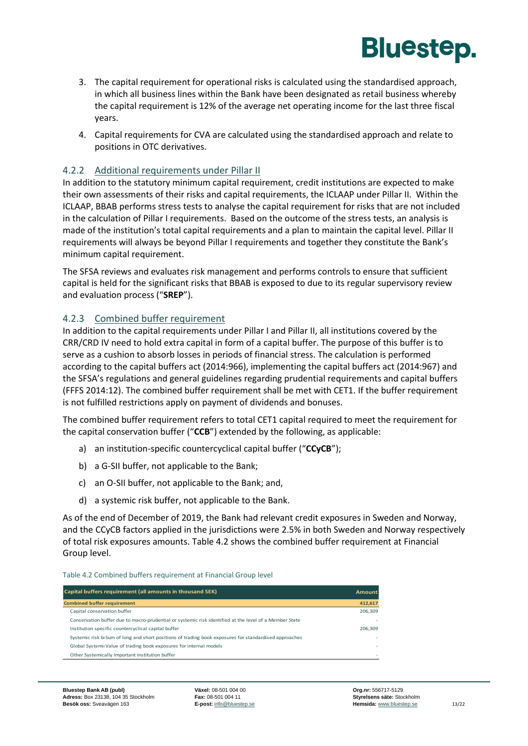3. The capital requirement for operational risks is calculated using the standardised approach, in which all business lines within the Bank have been designated as retail business whereby the capital requirement is 12% of the average net operating income for the last three fiscal years.
4. Capital requirements for CVA are calculated using the standardised approach and relate to positions in OTC derivatives.

### 4.2.2 Additional requirements under Pillar II

In addition to the statutory minimum capital requirement, credit institutions are expected to make their own assessments of their risks and capital requirements, the ICLAAP under Pillar II. Within the ICLAAP, BBAB performs stress tests to analyse the capital requirement for risks that are not included in the calculation of Pillar I requirements. Based on the outcome of the stress tests, an analysis is made of the institution's total capital requirements and a plan to maintain the capital level. Pillar II requirements will always be beyond Pillar I requirements and together they constitute the Bank's minimum capital requirement.

The SFSA reviews and evaluates risk management and performs controls to ensure that sufficient capital is held for the significant risks that BBAB is exposed to due to its regular supervisory review and evaluation process ("**SREP**").

### 4.2.3 Combined buffer requirement

In addition to the capital requirements under Pillar I and Pillar II, all institutions covered by the CRR/CRD IV need to hold extra capital in form of a capital buffer. The purpose of this buffer is to serve as a cushion to absorb losses in periods of financial stress. The calculation is performed according to the capital buffers act (2014:966), implementing the capital buffers act (2014:967) and the SFSA's regulations and general guidelines regarding prudential requirements and capital buffers (FFFS 2014:12). The combined buffer requirement shall be met with CET1. If the buffer requirement is not fulfilled restrictions apply on payment of dividends and bonuses.

The combined buffer requirement refers to total CET1 capital required to meet the requirement for the capital conservation buffer ("**CCB**") extended by the following, as applicable:

a) an institution-specific countercyclical capital buffer ("**CCyCB**");

b) a G-SII buffer, not applicable to the Bank;

c) an O-SII buffer, not applicable to the Bank; and,

d) a systemic risk buffer, not applicable to the Bank.

As of the end of December of 2019, the Bank had relevant credit exposures in Sweden and Norway, and the CCyCB factors applied in the jurisdictions were 2.5% in both Sweden and Norway respectively of total risk exposures amounts. Table 4.2 shows the combined buffer requirement at Financial Group level.

Table 4.2 Combined buffers requirement at Financial Group level

| Capital buffers requirement (all amounts in thousand SEK) | Amount |
|---|---|
| **Combined buffer requirement** | **412,617** |
| Capital conservation buffer | 206,309 |
| Conservation buffer due to macro-prudential or systemic risk identified at the level of a Member State | - |
| Institution specific countercyclical capital buffer | 206,309 |
| Systemic risk bıSum of long and short positions of trading book exposures for standardised approaches | - |
| Global SystemicValue of trading book exposures for internal models | - |
| Other Systemically Important Institution buffer | - |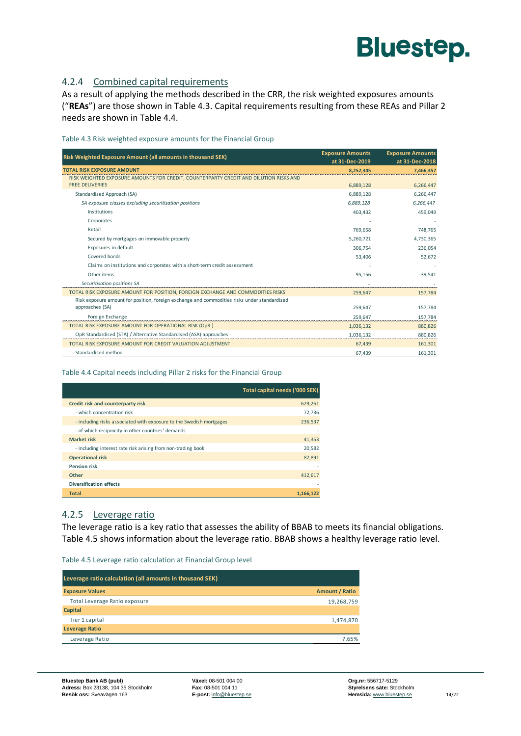### 4.2.4 Combined capital requirements

As a result of applying the methods described in the CRR, the risk weighted exposures amounts ("**REAs**") are those shown in Table 4.3. Capital requirements resulting from these REAs and Pillar 2 needs are shown in Table 4.4.

Table 4.3 Risk weighted exposure amounts for the Financial Group

| Risk Weighted Exposure Amount (all amounts in thousand SEK) | Exposure Amounts at 31-Dec-2019 | Exposure Amounts at 31-Dec-2018 |
|---|---|---|
| **TOTAL RISK EXPOSURE AMOUNT** | **8,252,345** | **7,466,357** |
| RISK WEIGHTED EXPOSURE AMOUNTS FOR CREDIT, COUNTERPARTY CREDIT AND DILUTION RISKS AND FREE DELIVERIES | 6,889,128 | 6,266,447 |
| Standardised Approach (SA) | 6,889,128 | 6,266,447 |
| *SA exposure classes excluding securitisation positions* | *6,889,128* | *6,266,447* |
| Institutions | 403,432 | 459,049 |
| Corporates | - | - |
| Retail | 769,658 | 748,765 |
| Secured by mortgages on immovable property | 5,260,721 | 4,730,365 |
| Exposures in default | 306,754 | 236,054 |
| Covered bonds | 53,406 | 52,672 |
| Claims on institutions and corporates with a short-term credit assessment | - | - |
| Other items | 95,156 | 39,541 |
| *Securitisation positions SA* | - | - |
| TOTAL RISK EXPOSURE AMOUNT FOR POSITION, FOREIGN EXCHANGE AND COMMODITIES RISKS | 259,647 | 157,784 |
| Risk exposure amount for position, foreign exchange and commodities risks under standardised approaches (SA) | 259,647 | 157,784 |
| Foreign Exchange | 259,647 | 157,784 |
| TOTAL RISK EXPOSURE AMOUNT FOR OPERATIONAL RISK (OpR ) | 1,036,132 | 880,826 |
| OpR Standardised (STA) / Alternative Standardised (ASA) approaches | 1,036,132 | 880,826 |
| TOTAL RISK EXPOSURE AMOUNT FOR CREDIT VALUATION ADJUSTMENT | 67,439 | 161,301 |
| Standardised method | 67,439 | 161,301 |

Table 4.4 Capital needs including Pillar 2 risks for the Financial Group

| | Total capital needs ('000 SEK) |
|---|---|
| **Credit risk and counterparty risk** | 629,261 |
| - which concentration risk | 72,736 |
| - including risks associated with exposure to the Swedish mortgages | 236,537 |
| - of which reciprocity in other countries' demands | - |
| **Market risk** | 41,353 |
| - including interest rate risk arising from non-trading book | 20,582 |
| **Operational risk** | 82,891 |
| **Pension risk** | - |
| **Other** | 412,617 |
| **Diversification effects** | - |
| **Total** | **1,166,122** |

### 4.2.5 Leverage ratio

The leverage ratio is a key ratio that assesses the ability of BBAB to meets its financial obligations. Table 4.5 shows information about the leverage ratio. BBAB shows a healthy leverage ratio level.

Table 4.5 Leverage ratio calculation at Financial Group level

| Leverage ratio calculation (all amounts in thousand SEK) | |
|---|---|
| **Exposure Values** | **Amount / Ratio** |
| Total Leverage Ratio exposure | 19,268,759 |
| **Capital** | |
| Tier 1 capital | 1,474,870 |
| **Leverage Ratio** | |
| Leverage Ratio | 7.65% |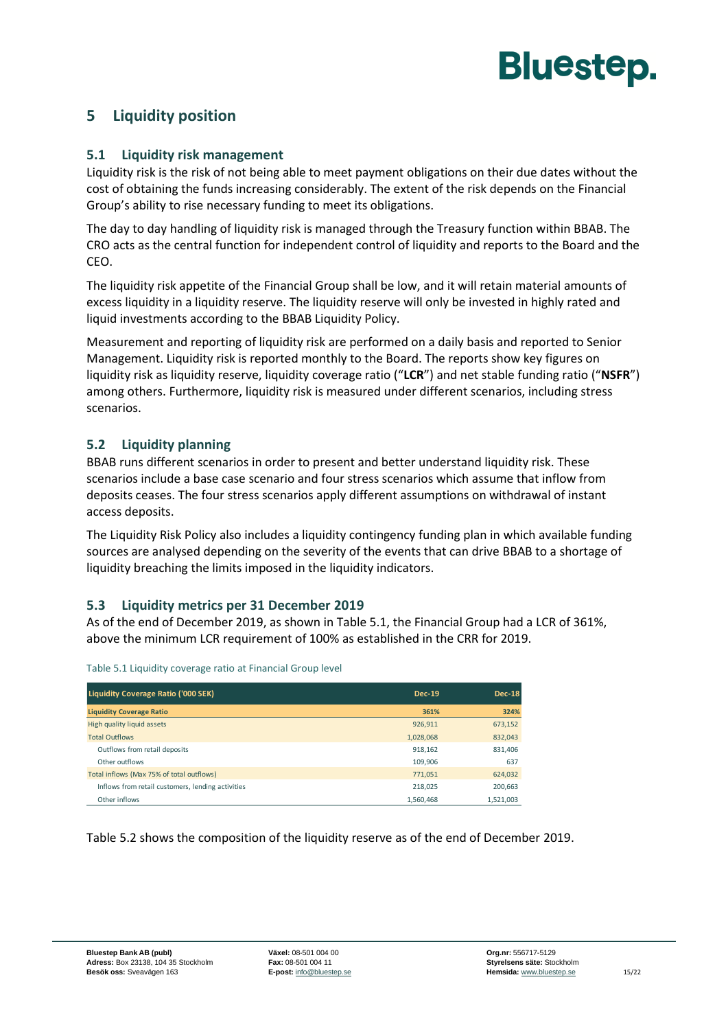## 5 Liquidity position

### 5.1 Liquidity risk management

Liquidity risk is the risk of not being able to meet payment obligations on their due dates without the cost of obtaining the funds increasing considerably. The extent of the risk depends on the Financial Group's ability to rise necessary funding to meet its obligations.

The day to day handling of liquidity risk is managed through the Treasury function within BBAB. The CRO acts as the central function for independent control of liquidity and reports to the Board and the CEO.

The liquidity risk appetite of the Financial Group shall be low, and it will retain material amounts of excess liquidity in a liquidity reserve. The liquidity reserve will only be invested in highly rated and liquid investments according to the BBAB Liquidity Policy.

Measurement and reporting of liquidity risk are performed on a daily basis and reported to Senior Management. Liquidity risk is reported monthly to the Board. The reports show key figures on liquidity risk as liquidity reserve, liquidity coverage ratio ("**LCR**") and net stable funding ratio ("**NSFR**") among others. Furthermore, liquidity risk is measured under different scenarios, including stress scenarios.

### 5.2 Liquidity planning

BBAB runs different scenarios in order to present and better understand liquidity risk. These scenarios include a base case scenario and four stress scenarios which assume that inflow from deposits ceases. The four stress scenarios apply different assumptions on withdrawal of instant access deposits.

The Liquidity Risk Policy also includes a liquidity contingency funding plan in which available funding sources are analysed depending on the severity of the events that can drive BBAB to a shortage of liquidity breaching the limits imposed in the liquidity indicators.

### 5.3 Liquidity metrics per 31 December 2019

As of the end of December 2019, as shown in Table 5.1, the Financial Group had a LCR of 361%, above the minimum LCR requirement of 100% as established in the CRR for 2019.

Table 5.1 Liquidity coverage ratio at Financial Group level

| Liquidity Coverage Ratio ('000 SEK) | Dec-19 | Dec-18 |
|---|---|---|
| **Liquidity Coverage Ratio** | **361%** | **324%** |
| High quality liquid assets | 926,911 | 673,152 |
| Total Outflows | 1,028,068 | 832,043 |
| Outflows from retail deposits | 918,162 | 831,406 |
| Other outflows | 109,906 | 637 |
| Total inflows (Max 75% of total outflows) | 771,051 | 624,032 |
| Inflows from retail customers, lending activities | 218,025 | 200,663 |
| Other inflows | 1,560,468 | 1,521,003 |

Table 5.2 shows the composition of the liquidity reserve as of the end of December 2019.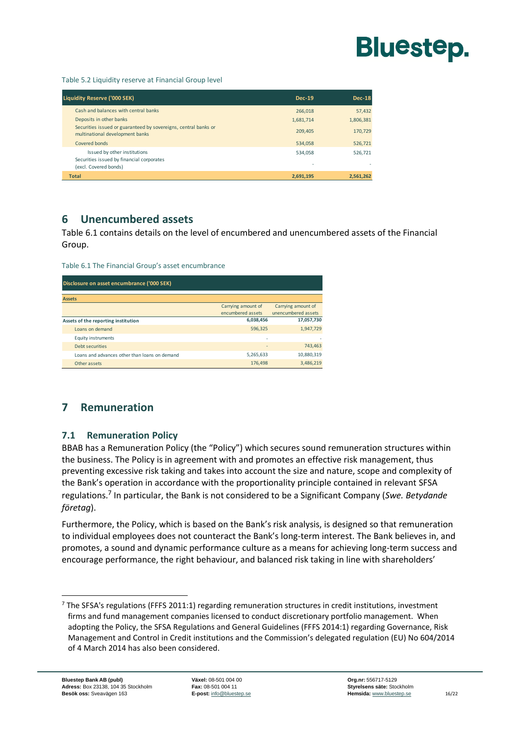Table 5.2 Liquidity reserve at Financial Group level

| Liquidity Reserve ('000 SEK) | Dec-19 | Dec-18 |
|---|---|---|
| Cash and balances with central banks | 266,018 | 57,432 |
| Deposits in other banks | 1,681,714 | 1,806,381 |
| Securities issued or guaranteed by sovereigns, central banks or multinational development banks | 209,405 | 170,729 |
| Covered bonds | 534,058 | 526,721 |
| Issued by other institutions | 534,058 | 526,721 |
| Securities issued by financial corporates (excl. Covered bonds) | - | - |
| **Total** | **2,691,195** | **2,561,262** |

## 6 Unencumbered assets

Table 6.1 contains details on the level of encumbered and unencumbered assets of the Financial Group.

Table 6.1 The Financial Group's asset encumbrance

| Disclosure on asset encumbrance ('000 SEK) | | |
|---|---|---|
| **Assets** | | |
| | Carrying amount of encumbered assets | Carrying amount of unencumbered assets |
| **Assets of the reporting institution** | **6,038,456** | **17,057,730** |
| Loans on demand | 596,325 | 1,947,729 |
| Equity instruments | - | - |
| Debt securities | - | 743,463 |
| Loans and advances other than loans on demand | 5,265,633 | 10,880,319 |
| Other assets | 176,498 | 3,486,219 |

## 7 Remuneration

### 7.1 Remuneration Policy

BBAB has a Remuneration Policy (the "Policy") which secures sound remuneration structures within the business. The Policy is in agreement with and promotes an effective risk management, thus preventing excessive risk taking and takes into account the size and nature, scope and complexity of the Bank's operation in accordance with the proportionality principle contained in relevant SFSA regulations.[7] In particular, the Bank is not considered to be a Significant Company (*Swe. Betydande företag*).

Furthermore, the Policy, which is based on the Bank's risk analysis, is designed so that remuneration to individual employees does not counteract the Bank's long-term interest. The Bank believes in, and promotes, a sound and dynamic performance culture as a means for achieving long-term success and encourage performance, the right behaviour, and balanced risk taking in line with shareholders'

[7] The SFSA's regulations (FFFS 2011:1) regarding remuneration structures in credit institutions, investment firms and fund management companies licensed to conduct discretionary portfolio management. When adopting the Policy, the SFSA Regulations and General Guidelines (FFFS 2014:1) regarding Governance, Risk Management and Control in Credit institutions and the Commission's delegated regulation (EU) No 604/2014 of 4 March 2014 has also been considered.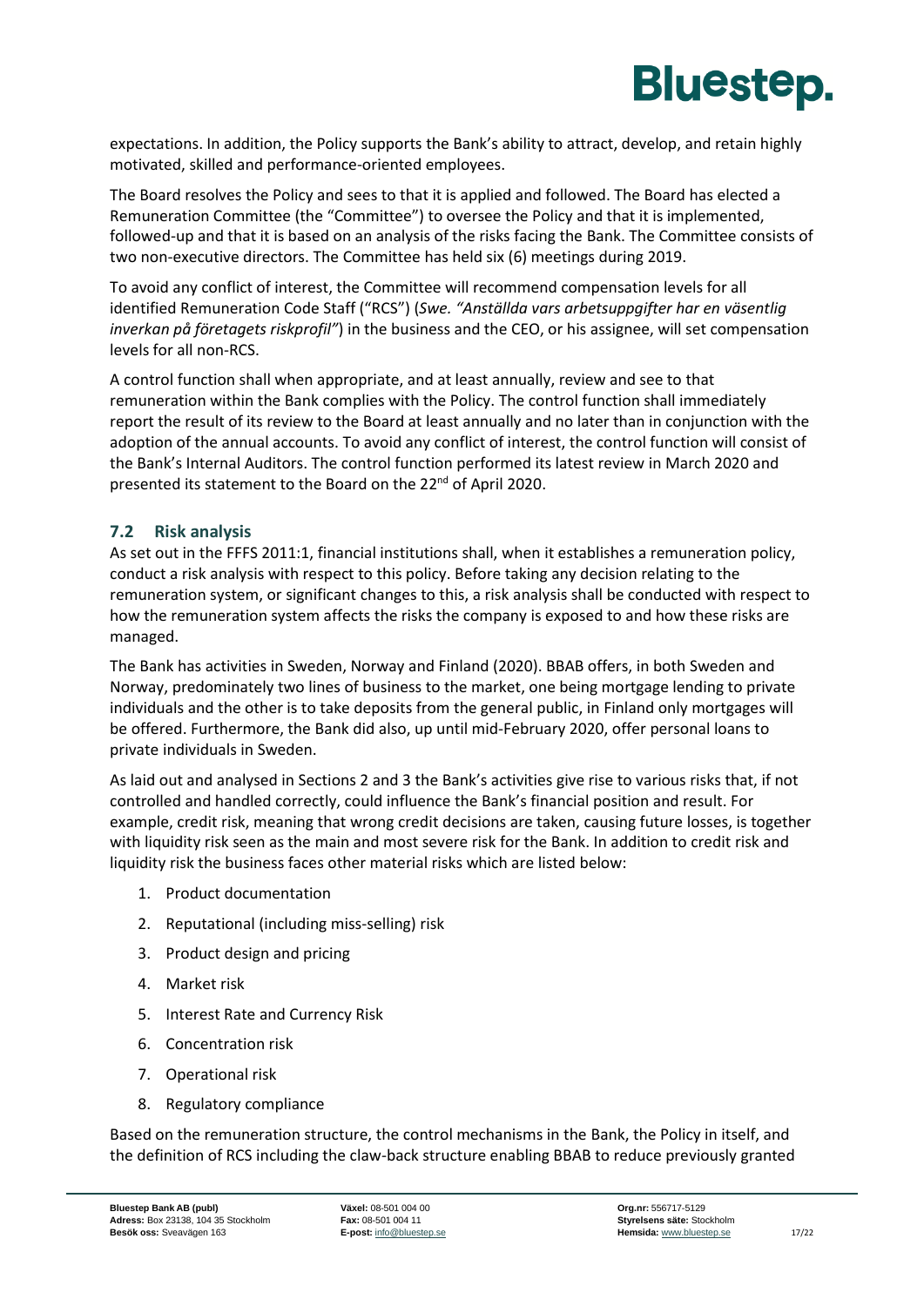expectations. In addition, the Policy supports the Bank's ability to attract, develop, and retain highly motivated, skilled and performance-oriented employees.

The Board resolves the Policy and sees to that it is applied and followed. The Board has elected a Remuneration Committee (the "Committee") to oversee the Policy and that it is implemented, followed-up and that it is based on an analysis of the risks facing the Bank. The Committee consists of two non-executive directors. The Committee has held six (6) meetings during 2019.

To avoid any conflict of interest, the Committee will recommend compensation levels for all identified Remuneration Code Staff ("RCS") (*Swe. "Anställda vars arbetsuppgifter har en väsentlig inverkan på företagets riskprofil"*) in the business and the CEO, or his assignee, will set compensation levels for all non-RCS.

A control function shall when appropriate, and at least annually, review and see to that remuneration within the Bank complies with the Policy. The control function shall immediately report the result of its review to the Board at least annually and no later than in conjunction with the adoption of the annual accounts. To avoid any conflict of interest, the control function will consist of the Bank's Internal Auditors. The control function performed its latest review in March 2020 and presented its statement to the Board on the 22nd of April 2020.

### 7.2 Risk analysis

As set out in the FFFS 2011:1, financial institutions shall, when it establishes a remuneration policy, conduct a risk analysis with respect to this policy. Before taking any decision relating to the remuneration system, or significant changes to this, a risk analysis shall be conducted with respect to how the remuneration system affects the risks the company is exposed to and how these risks are managed.

The Bank has activities in Sweden, Norway and Finland (2020). BBAB offers, in both Sweden and Norway, predominately two lines of business to the market, one being mortgage lending to private individuals and the other is to take deposits from the general public, in Finland only mortgages will be offered. Furthermore, the Bank did also, up until mid-February 2020, offer personal loans to private individuals in Sweden.

As laid out and analysed in Sections 2 and 3 the Bank's activities give rise to various risks that, if not controlled and handled correctly, could influence the Bank's financial position and result. For example, credit risk, meaning that wrong credit decisions are taken, causing future losses, is together with liquidity risk seen as the main and most severe risk for the Bank. In addition to credit risk and liquidity risk the business faces other material risks which are listed below:

1. Product documentation
2. Reputational (including miss-selling) risk
3. Product design and pricing
4. Market risk
5. Interest Rate and Currency Risk
6. Concentration risk
7. Operational risk
8. Regulatory compliance

Based on the remuneration structure, the control mechanisms in the Bank, the Policy in itself, and the definition of RCS including the claw-back structure enabling BBAB to reduce previously granted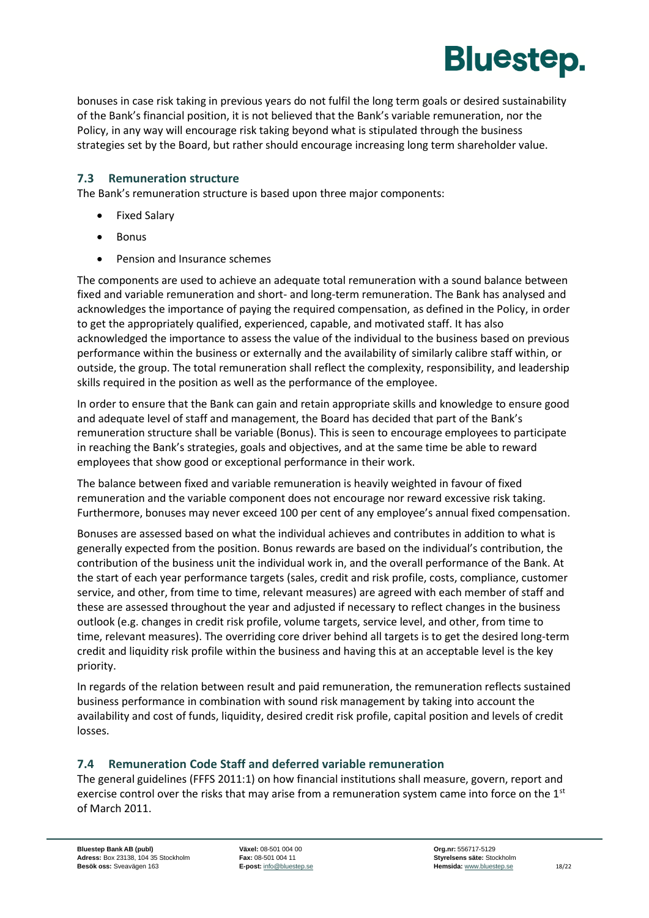bonuses in case risk taking in previous years do not fulfil the long term goals or desired sustainability of the Bank's financial position, it is not believed that the Bank's variable remuneration, nor the Policy, in any way will encourage risk taking beyond what is stipulated through the business strategies set by the Board, but rather should encourage increasing long term shareholder value.

### 7.3 Remuneration structure

The Bank's remuneration structure is based upon three major components:

- Fixed Salary
- Bonus
- Pension and Insurance schemes

The components are used to achieve an adequate total remuneration with a sound balance between fixed and variable remuneration and short- and long-term remuneration. The Bank has analysed and acknowledges the importance of paying the required compensation, as defined in the Policy, in order to get the appropriately qualified, experienced, capable, and motivated staff. It has also acknowledged the importance to assess the value of the individual to the business based on previous performance within the business or externally and the availability of similarly calibre staff within, or outside, the group. The total remuneration shall reflect the complexity, responsibility, and leadership skills required in the position as well as the performance of the employee.

In order to ensure that the Bank can gain and retain appropriate skills and knowledge to ensure good and adequate level of staff and management, the Board has decided that part of the Bank's remuneration structure shall be variable (Bonus). This is seen to encourage employees to participate in reaching the Bank's strategies, goals and objectives, and at the same time be able to reward employees that show good or exceptional performance in their work.

The balance between fixed and variable remuneration is heavily weighted in favour of fixed remuneration and the variable component does not encourage nor reward excessive risk taking. Furthermore, bonuses may never exceed 100 per cent of any employee's annual fixed compensation.

Bonuses are assessed based on what the individual achieves and contributes in addition to what is generally expected from the position. Bonus rewards are based on the individual's contribution, the contribution of the business unit the individual work in, and the overall performance of the Bank. At the start of each year performance targets (sales, credit and risk profile, costs, compliance, customer service, and other, from time to time, relevant measures) are agreed with each member of staff and these are assessed throughout the year and adjusted if necessary to reflect changes in the business outlook (e.g. changes in credit risk profile, volume targets, service level, and other, from time to time, relevant measures). The overriding core driver behind all targets is to get the desired long-term credit and liquidity risk profile within the business and having this at an acceptable level is the key priority.

In regards of the relation between result and paid remuneration, the remuneration reflects sustained business performance in combination with sound risk management by taking into account the availability and cost of funds, liquidity, desired credit risk profile, capital position and levels of credit losses.

### 7.4 Remuneration Code Staff and deferred variable remuneration

The general guidelines (FFFS 2011:1) on how financial institutions shall measure, govern, report and exercise control over the risks that may arise from a remuneration system came into force on the 1st of March 2011.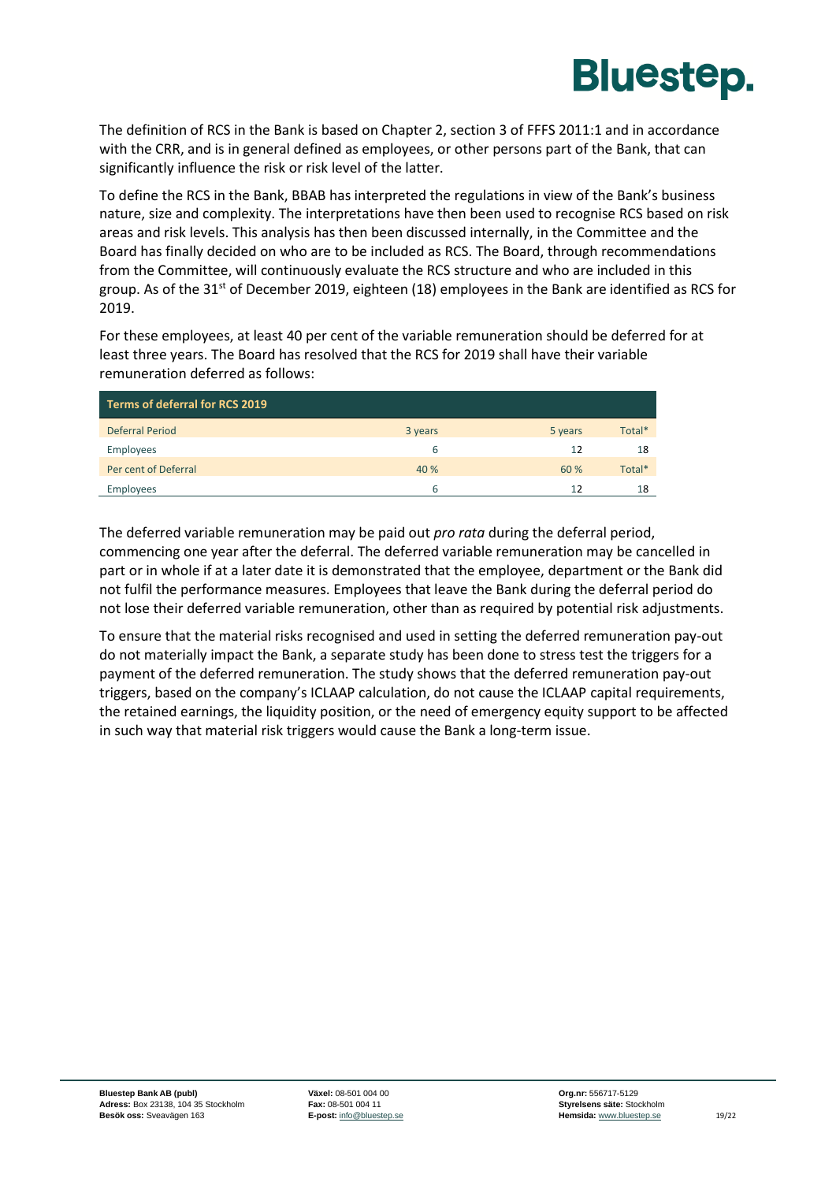The definition of RCS in the Bank is based on Chapter 2, section 3 of FFFS 2011:1 and in accordance with the CRR, and is in general defined as employees, or other persons part of the Bank, that can significantly influence the risk or risk level of the latter.

To define the RCS in the Bank, BBAB has interpreted the regulations in view of the Bank's business nature, size and complexity. The interpretations have then been used to recognise RCS based on risk areas and risk levels. This analysis has then been discussed internally, in the Committee and the Board has finally decided on who are to be included as RCS. The Board, through recommendations from the Committee, will continuously evaluate the RCS structure and who are included in this group. As of the 31st of December 2019, eighteen (18) employees in the Bank are identified as RCS for 2019.

For these employees, at least 40 per cent of the variable remuneration should be deferred for at least three years. The Board has resolved that the RCS for 2019 shall have their variable remuneration deferred as follows:

| Terms of deferral for RCS 2019 | | | |
|---|---|---|---|
| Deferral Period | 3 years | 5 years | Total* |
| Employees | 6 | 12 | 18 |
| Per cent of Deferral | 40 % | 60 % | Total* |
| Employees | 6 | 12 | 18 |

The deferred variable remuneration may be paid out *pro rata* during the deferral period, commencing one year after the deferral. The deferred variable remuneration may be cancelled in part or in whole if at a later date it is demonstrated that the employee, department or the Bank did not fulfil the performance measures. Employees that leave the Bank during the deferral period do not lose their deferred variable remuneration, other than as required by potential risk adjustments.

To ensure that the material risks recognised and used in setting the deferred remuneration pay-out do not materially impact the Bank, a separate study has been done to stress test the triggers for a payment of the deferred remuneration. The study shows that the deferred remuneration pay-out triggers, based on the company's ICLAAP calculation, do not cause the ICLAAP capital requirements, the retained earnings, the liquidity position, or the need of emergency equity support to be affected in such way that material risk triggers would cause the Bank a long-term issue.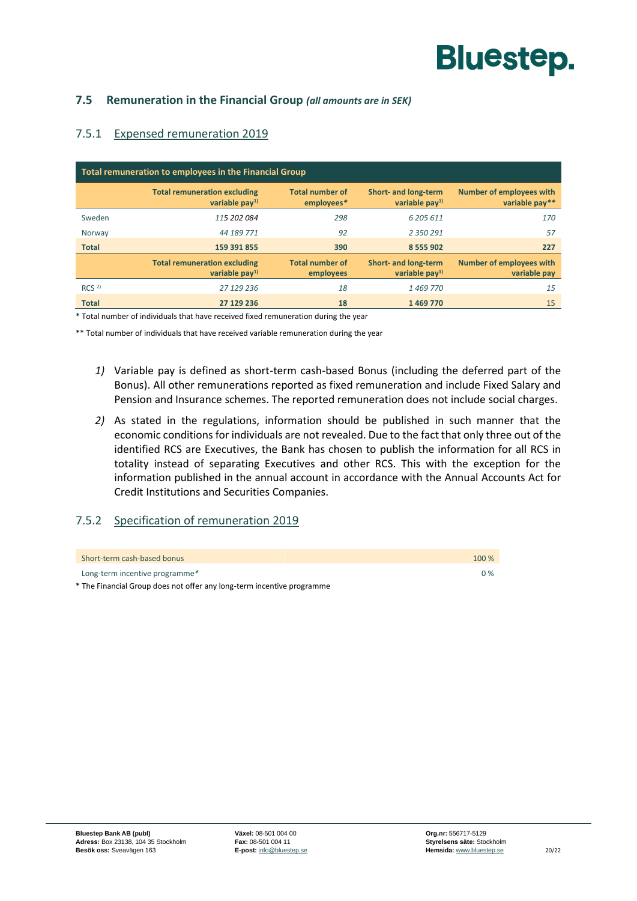## 7.5 Remuneration in the Financial Group *(all amounts are in SEK)*

### 7.5.1 Expensed remuneration 2019

| Total remuneration to employees in the Financial Group | | | | |
|---|---|---|---|---|
| | **Total remuneration excluding variable pay[1)]** | **Total number of employees*** | **Short- and long-term variable pay[1)]** | **Number of employees with variable pay**** |
| Sweden | *115 202 084* | *298* | *6 205 611* | *170* |
| Norway | *44 189 771* | *92* | *2 350 291* | *57* |
| **Total** | **159 391 855** | **390** | **8 555 902** | **227** |
| | **Total remuneration excluding variable pay[1)]** | **Total number of employees** | **Short- and long-term variable pay[1)]** | **Number of employees with variable pay** |
| RCS [2)] | *27 129 236* | *18* | *1 469 770* | *15* |
| **Total** | **27 129 236** | **18** | **1 469 770** | **15** |

\* Total number of individuals that have received fixed remuneration during the year

** Total number of individuals that have received variable remuneration during the year

*1)* Variable pay is defined as short-term cash-based Bonus (including the deferred part of the Bonus). All other remunerations reported as fixed remuneration and include Fixed Salary and Pension and Insurance schemes. The reported remuneration does not include social charges.

*2)* As stated in the regulations, information should be published in such manner that the economic conditions for individuals are not revealed. Due to the fact that only three out of the identified RCS are Executives, the Bank has chosen to publish the information for all RCS in totality instead of separating Executives and other RCS. This with the exception for the information published in the annual account in accordance with the Annual Accounts Act for Credit Institutions and Securities Companies.

### 7.5.2 Specification of remuneration 2019

| | |
|---|---|
| Short-term cash-based bonus | 100 % |
| Long-term incentive programme* | 0 % |

\* The Financial Group does not offer any long-term incentive programme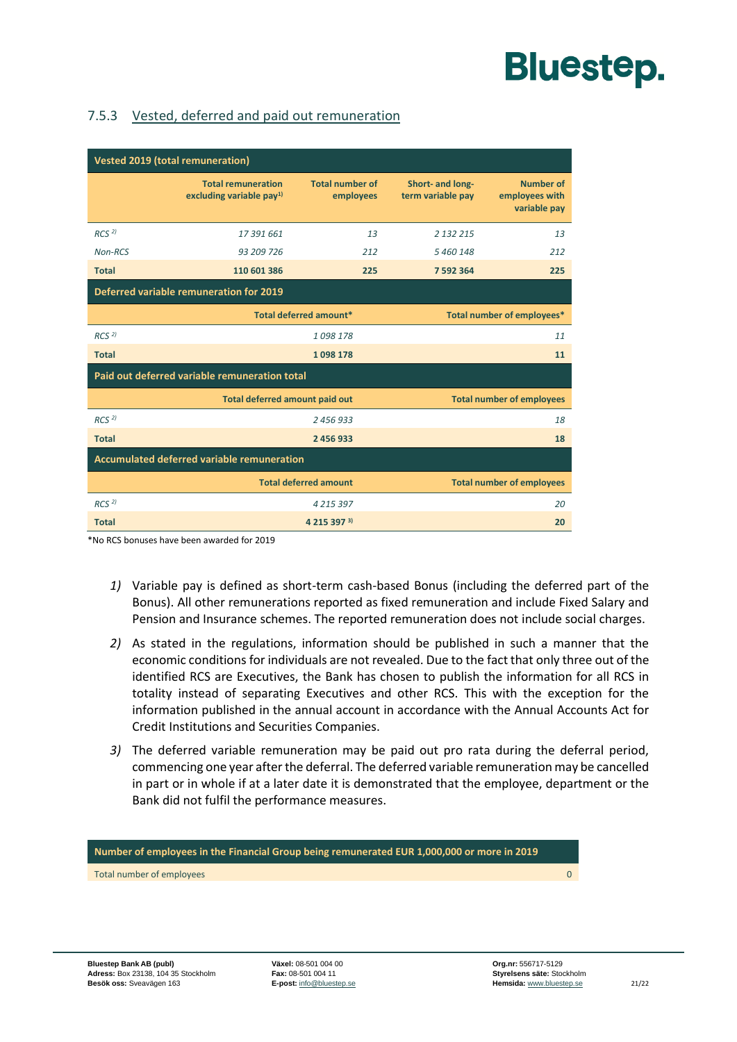### 7.5.3 Vested, deferred and paid out remuneration

| Vested 2019 (total remuneration) | | | | |
|---|---|---|---|---|
| | Total remuneration excluding variable pay[1] | Total number of employees | Short- and long-term variable pay | Number of employees with variable pay |
| *RCS [2]* | *17 391 661* | *13* | *2 132 215* | *13* |
| *Non-RCS* | *93 209 726* | *212* | *5 460 148* | *212* |
| **Total** | **110 601 386** | **225** | **7 592 364** | **225** |

| Deferred variable remuneration for 2019 | | |
|---|---|---|
| | Total deferred amount* | Total number of employees* |
| *RCS [2]* | *1 098 178* | *11* |
| **Total** | **1 098 178** | **11** |

| Paid out deferred variable remuneration total | | |
|---|---|---|
| | Total deferred amount paid out | Total number of employees |
| *RCS [2]* | *2 456 933* | *18* |
| **Total** | **2 456 933** | **18** |

| Accumulated deferred variable remuneration | | |
|---|---|---|
| | Total deferred amount | Total number of employees |
| *RCS [2]* | *4 215 397* | *20* |
| **Total** | **4 215 397 [3]** | **20** |

*No RCS bonuses have been awarded for 2019

1) Variable pay is defined as short-term cash-based Bonus (including the deferred part of the Bonus). All other remunerations reported as fixed remuneration and include Fixed Salary and Pension and Insurance schemes. The reported remuneration does not include social charges.
2) As stated in the regulations, information should be published in such a manner that the economic conditions for individuals are not revealed. Due to the fact that only three out of the identified RCS are Executives, the Bank has chosen to publish the information for all RCS in totality instead of separating Executives and other RCS. This with the exception for the information published in the annual account in accordance with the Annual Accounts Act for Credit Institutions and Securities Companies.
3) The deferred variable remuneration may be paid out pro rata during the deferral period, commencing one year after the deferral. The deferred variable remuneration may be cancelled in part or in whole if at a later date it is demonstrated that the employee, department or the Bank did not fulfil the performance measures.

| Number of employees in the Financial Group being remunerated EUR 1,000,000 or more in 2019 | |
|---|---|
| Total number of employees | 0 |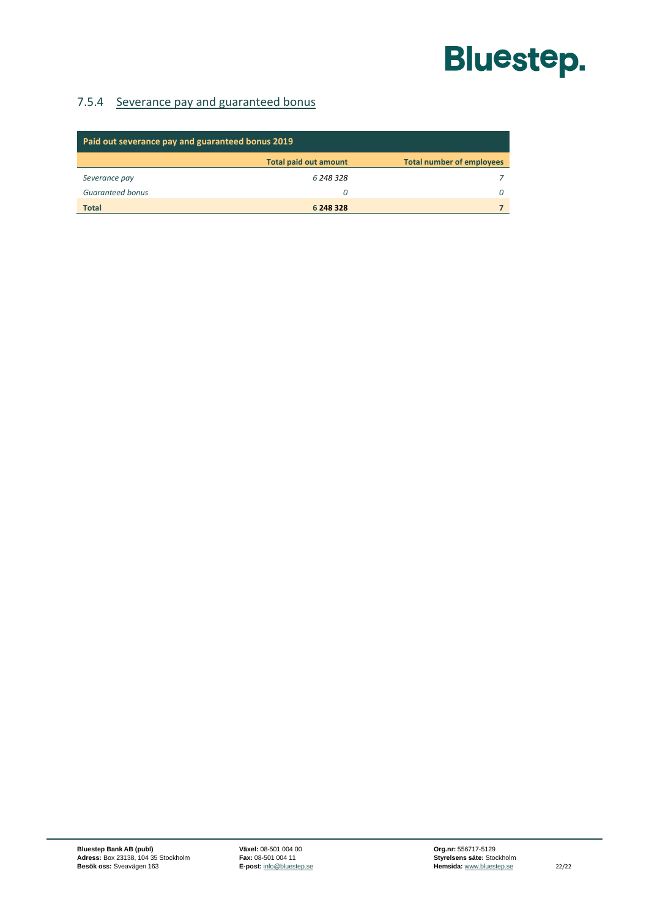### 7.5.4 Severance pay and guaranteed bonus

| Paid out severance pay and guaranteed bonus 2019 | | |
|---|---|---|
| | **Total paid out amount** | **Total number of employees** |
| *Severance pay* | *6 248 328* | *7* |
| *Guaranteed bonus* | *0* | *0* |
| **Total** | **6 248 328** | **7** |